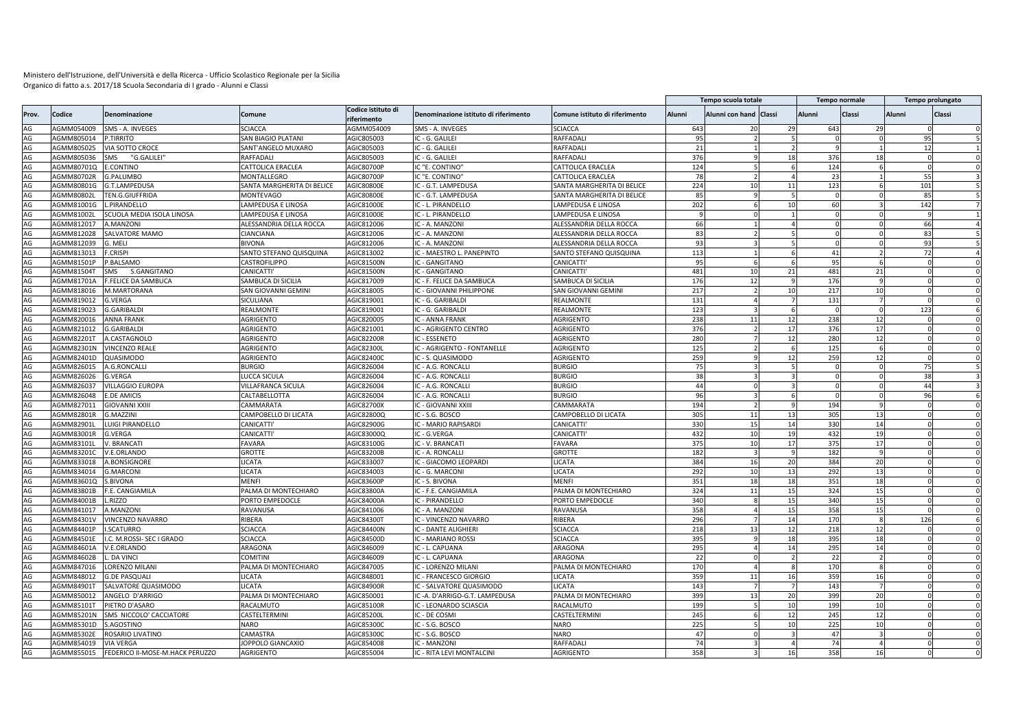Ministero dell'Istruzione, dell'Università e della Ricerca - Ufficio Scolastico Regionale per la Sicilia
Organico di fatto a.s. 2017/18 Scuola Secondaria di I grado - Alunni e Classi

| Prov. | Codice | Denominazione | Comune | Codice istituto di riferimento | Denominazione istituto di riferimento | Comune istituto di riferimento | Tempo scuola totale | | | Tempo normale | | Tempo prolungato | |
|---|---|---|---|---|---|---|---|---|---|---|---|---|---|
| | | | | | | | Alunni | Alunni con hand | Classi | Alunni | Classi | Alunni | Classi |
| AG | AGMM054009 | SMS - A. INVEGES | SCIACCA | AGMM054009 | SMS - A. INVEGES | SCIACCA | 643 | 20 | 29 | 643 | 29 | 0 | 0 |
| AG | AGMM805014 | P.TIRRITO | SAN BIAGIO PLATANI | AGIC805003 | IC - G. GALILEI | RAFFADALI | 95 | 2 | 5 | 0 | 0 | 95 | 5 |
| AG | AGMM805025 | VIA SOTTO CROCE | SANT'ANGELO MUXARO | AGIC805003 | IC - G. GALILEI | RAFFADALI | 21 | 1 | 2 | 9 | 1 | 12 | 1 |
| AG | AGMM805036 | SMS "G.GALILEI" | RAFFADALI | AGIC805003 | IC - G. GALILEI | RAFFADALI | 376 | 9 | 18 | 376 | 18 | 0 | 0 |
| AG | AGMM80701Q | E.CONTINO | CATTOLICA ERACLEA | AGIC80700P | IC "E. CONTINO" | CATTOLICA ERACLEA | 124 | 5 | 6 | 124 | 6 | 0 | 0 |
| AG | AGMM80702R | G.PALUMBO | MONTALLEGRO | AGIC80700P | IC "E. CONTINO" | CATTOLICA ERACLEA | 78 | 2 | 4 | 23 | 1 | 55 | 3 |
| AG | AGMM80801G | G.T.LAMPEDUSA | SANTA MARGHERITA DI BELICE | AGIC80800E | IC - G.T. LAMPEDUSA | SANTA MARGHERITA DI BELICE | 224 | 10 | 11 | 123 | 6 | 101 | 5 |
| AG | AGMM80802L | TEN.G.GIUFFRIDA | MONTEVAGO | AGIC80800E | IC - G.T. LAMPEDUSA | SANTA MARGHERITA DI BELICE | 85 | 9 | 5 | 0 | 0 | 85 | 5 |
| AG | AGMM81001G | L.PIRANDELLO | LAMPEDUSA E LINOSA | AGIC81000E | IC - L. PIRANDELLO | LAMPEDUSA E LINOSA | 202 | 6 | 10 | 60 | 3 | 142 | 7 |
| AG | AGMM81002L | SCUOLA MEDIA ISOLA LINOSA | LAMPEDUSA E LINOSA | AGIC81000E | IC - L. PIRANDELLO | LAMPEDUSA E LINOSA | 9 | 0 | 1 | 0 | 0 | 9 | 1 |
| AG | AGMM812017 | A.MANZONI | ALESSANDRIA DELLA ROCCA | AGIC812006 | IC - A. MANZONI | ALESSANDRIA DELLA ROCCA | 66 | 1 | 4 | 0 | 0 | 66 | 4 |
| AG | AGMM812028 | SALVATORE MAMO | CIANCIANA | AGIC812006 | IC - A. MANZONI | ALESSANDRIA DELLA ROCCA | 83 | 2 | 5 | 0 | 0 | 83 | 5 |
| AG | AGMM812039 | G. MELI | BIVONA | AGIC812006 | IC - A. MANZONI | ALESSANDRIA DELLA ROCCA | 93 | 3 | 5 | 0 | 0 | 93 | 5 |
| AG | AGMM813013 | F.CRISPI | SANTO STEFANO QUISQUINA | AGIC813002 | IC - MAESTRO L. PANEPINTO | SANTO STEFANO QUISQUINA | 113 | 1 | 6 | 41 | 2 | 72 | 4 |
| AG | AGMM81501P | P.BALSAMO | CASTROFILIPPO | AGIC81500N | IC - GANGITANO | CANICATTI' | 95 | 6 | 6 | 95 | 6 | 0 | 0 |
| AG | AGMM81504T | SMS S.GANGITANO | CANICATTI' | AGIC81500N | IC - GANGITANO | CANICATTI' | 481 | 10 | 21 | 481 | 21 | 0 | 0 |
| AG | AGMM81701A | F.FELICE DA SAMBUCA | SAMBUCA DI SICILIA | AGIC817009 | IC - F. FELICE DA SAMBUCA | SAMBUCA DI SICILIA | 176 | 12 | 9 | 176 | 9 | 0 | 0 |
| AG | AGMM818016 | M.MARTORANA | SAN GIOVANNI GEMINI | AGIC818005 | IC - GIOVANNI PHILIPPONE | SAN GIOVANNI GEMINI | 217 | 2 | 10 | 217 | 10 | 0 | 0 |
| AG | AGMM819012 | G.VERGA | SICULIANA | AGIC819001 | IC - G. GARIBALDI | REALMONTE | 131 | 4 | 7 | 131 | 7 | 0 | 0 |
| AG | AGMM819023 | G.GARIBALDI | REALMONTE | AGIC819001 | IC - G. GARIBALDI | REALMONTE | 123 | 3 | 6 | 0 | 0 | 123 | 6 |
| AG | AGMM820016 | ANNA FRANK | AGRIGENTO | AGIC820005 | IC - ANNA FRANK | AGRIGENTO | 238 | 11 | 12 | 238 | 12 | 0 | 0 |
| AG | AGMM821012 | G.GARIBALDI | AGRIGENTO | AGIC821001 | IC - AGRIGENTO CENTRO | AGRIGENTO | 376 | 2 | 17 | 376 | 17 | 0 | 0 |
| AG | AGMM82201T | A.CASTAGNOLO | AGRIGENTO | AGIC82200R | IC - ESSENETO | AGRIGENTO | 280 | 7 | 12 | 280 | 12 | 0 | 0 |
| AG | AGMM82301N | VINCENZO REALE | AGRIGENTO | AGIC82300L | IC - AGRIGENTO - FONTANELLE | AGRIGENTO | 125 | 2 | 6 | 125 | 6 | 0 | 0 |
| AG | AGMM82401D | QUASIMODO | AGRIGENTO | AGIC82400C | IC - S. QUASIMODO | AGRIGENTO | 259 | 9 | 12 | 259 | 12 | 0 | 0 |
| AG | AGMM826015 | A.G.RONCALLI | BURGIO | AGIC826004 | IC - A.G. RONCALLI | BURGIO | 75 | 3 | 5 | 0 | 0 | 75 | 5 |
| AG | AGMM826026 | G.VERGA | LUCCA SICULA | AGIC826004 | IC - A.G. RONCALLI | BURGIO | 38 | 3 | 3 | 0 | 0 | 38 | 3 |
| AG | AGMM826037 | VILLAGGIO EUROPA | VILLAFRANCA SICULA | AGIC826004 | IC - A.G. RONCALLI | BURGIO | 44 | 0 | 3 | 0 | 0 | 44 | 3 |
| AG | AGMM826048 | E.DE AMICIS | CALTABELLOTTA | AGIC826004 | IC - A.G. RONCALLI | BURGIO | 96 | 3 | 6 | 0 | 0 | 96 | 6 |
| AG | AGMM827011 | GIOVANNI XXIII | CAMMARATA | AGIC82700X | IC - GIOVANNI XXIII | CAMMARATA | 194 | 2 | 9 | 194 | 9 | 0 | 0 |
| AG | AGMM82801R | G.MAZZINI | CAMPOBELLO DI LICATA | AGIC82800Q | IC - S.G. BOSCO | CAMPOBELLO DI LICATA | 305 | 11 | 13 | 305 | 13 | 0 | 0 |
| AG | AGMM82901L | LUIGI PIRANDELLO | CANICATTI' | AGIC82900G | IC - MARIO RAPISARDI | CANICATTI' | 330 | 15 | 14 | 330 | 14 | 0 | 0 |
| AG | AGMM83001R | G.VERGA | CANICATTI' | AGIC83000Q | IC - G.VERGA | CANICATTI' | 432 | 10 | 19 | 432 | 19 | 0 | 0 |
| AG | AGMM83101L | V. BRANCATI | FAVARA | AGIC83100G | IC - V. BRANCATI | FAVARA | 375 | 10 | 17 | 375 | 17 | 0 | 0 |
| AG | AGMM83201C | V.E.ORLANDO | GROTTE | AGIC83200B | IC - A. RONCALLI | GROTTE | 182 | 3 | 9 | 182 | 9 | 0 | 0 |
| AG | AGMM833018 | A.BONSIGNORE | LICATA | AGIC833007 | IC - GIACOMO LEOPARDI | LICATA | 384 | 16 | 20 | 384 | 20 | 0 | 0 |
| AG | AGMM834014 | G.MARCONI | LICATA | AGIC834003 | IC - G. MARCONI | LICATA | 292 | 10 | 13 | 292 | 13 | 0 | 0 |
| AG | AGMM83601Q | S.BIVONA | MENFI | AGIC83600P | IC - S. BIVONA | MENFI | 351 | 18 | 18 | 351 | 18 | 0 | 0 |
| AG | AGMM83801B | F.E. CANGIAMILA | PALMA DI MONTECHIARO | AGIC83800A | IC - F.E. CANGIAMILA | PALMA DI MONTECHIARO | 324 | 11 | 15 | 324 | 15 | 0 | 0 |
| AG | AGMM84001B | L.RIZZO | PORTO EMPEDOCLE | AGIC84000A | IC - PIRANDELLO | PORTO EMPEDOCLE | 340 | 8 | 15 | 340 | 15 | 0 | 0 |
| AG | AGMM841017 | A.MANZONI | RAVANUSA | AGIC841006 | IC - A. MANZONI | RAVANUSA | 358 | 4 | 15 | 358 | 15 | 0 | 0 |
| AG | AGMM84301V | VINCENZO NAVARRO | RIBERA | AGIC84300T | IC - VINCENZO NAVARRO | RIBERA | 296 | 7 | 14 | 170 | 8 | 126 | 6 |
| AG | AGMM84401P | I.SCATURRO | SCIACCA | AGIC84400N | IC - DANTE ALIGHIERI | SCIACCA | 218 | 13 | 12 | 218 | 12 | 0 | 0 |
| AG | AGMM84501E | I.C. M.ROSSI- SEC I GRADO | SCIACCA | AGIC84500D | IC - MARIANO ROSSI | SCIACCA | 395 | 9 | 18 | 395 | 18 | 0 | 0 |
| AG | AGMM84601A | V.E.ORLANDO | ARAGONA | AGIC846009 | IC - L. CAPUANA | ARAGONA | 295 | 4 | 14 | 295 | 14 | 0 | 0 |
| AG | AGMM84602B | L. DA VINCI | COMITINI | AGIC846009 | IC - L. CAPUANA | ARAGONA | 22 | 0 | 2 | 22 | 2 | 0 | 0 |
| AG | AGMM847016 | LORENZO MILANI | PALMA DI MONTECHIARO | AGIC847005 | IC - LORENZO MILANI | PALMA DI MONTECHIARO | 170 | 4 | 8 | 170 | 8 | 0 | 0 |
| AG | AGMM848012 | G.DE PASQUALI | LICATA | AGIC848001 | IC - FRANCESCO GIORGIO | LICATA | 359 | 11 | 16 | 359 | 16 | 0 | 0 |
| AG | AGMM84901T | SALVATORE QUASIMODO | LICATA | AGIC84900R | IC - SALVATORE QUASIMODO | LICATA | 143 | 7 | 7 | 143 | 7 | 0 | 0 |
| AG | AGMM850012 | ANGELO D'ARRIGO | PALMA DI MONTECHIARO | AGIC850001 | IC -A. D'ARRIGO-G.T. LAMPEDUSA | PALMA DI MONTECHIARO | 399 | 13 | 20 | 399 | 20 | 0 | 0 |
| AG | AGMM85101T | PIETRO D'ASARO | RACALMUTO | AGIC85100R | IC - LEONARDO SCIASCIA | RACALMUTO | 199 | 5 | 10 | 199 | 10 | 0 | 0 |
| AG | AGMM85201N | SMS NICCOLO' CACCIATORE | CASTELTERMINI | AGIC85200L | IC - DE COSMI | CASTELTERMINI | 245 | 6 | 12 | 245 | 12 | 0 | 0 |
| AG | AGMM85301D | S.AGOSTINO | NARO | AGIC85300C | IC - S.G. BOSCO | NARO | 225 | 5 | 10 | 225 | 10 | 0 | 0 |
| AG | AGMM85302E | ROSARIO LIVATINO | CAMASTRA | AGIC85300C | IC - S.G. BOSCO | NARO | 47 | 0 | 3 | 47 | 3 | 0 | 0 |
| AG | AGMM854019 | VIA VERGA | JOPPOLO GIANCAXIO | AGIC854008 | IC - MANZONI | RAFFADALI | 74 | 3 | 4 | 74 | 4 | 0 | 0 |
| AG | AGMM855015 | FEDERICO II-MOSE-M.HACK PERUZZO | AGRIGENTO | AGIC855004 | IC - RITA LEVI MONTALCINI | AGRIGENTO | 358 | 3 | 16 | 358 | 16 | 0 | 0 |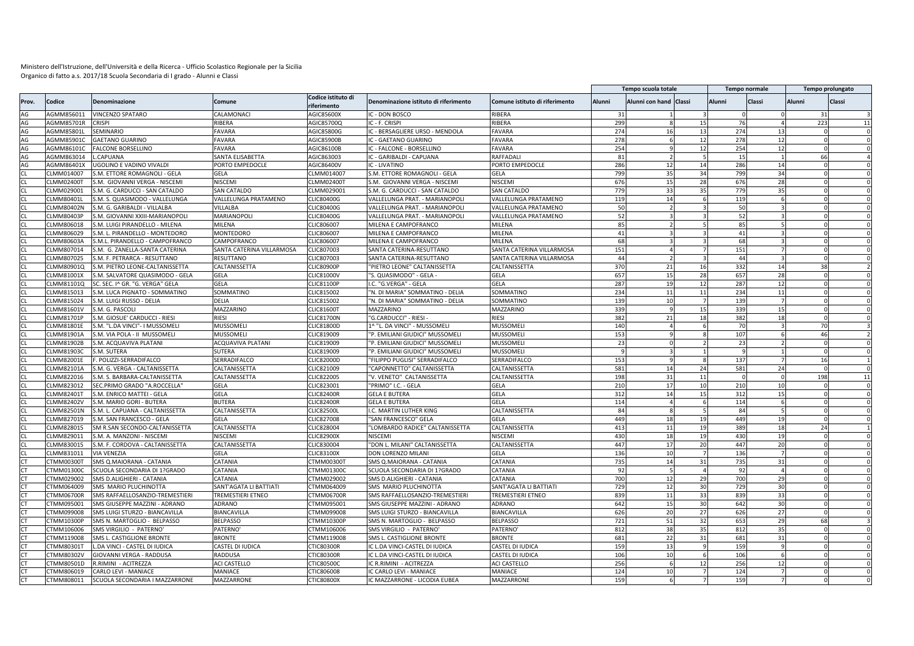Ministero dell'Istruzione, dell'Università e della Ricerca - Ufficio Scolastico Regionale per la Sicilia
Organico di fatto a.s. 2017/18 Scuola Secondaria di I grado - Alunni e Classi

| Prov. | Codice | Denominazione | Comune | Codice istituto di riferimento | Denominazione istituto di riferimento | Comune istituto di riferimento | Tempo scuola totale | | | Tempo normale | | Tempo prolungato | |
|---|---|---|---|---|---|---|---|---|---|---|---|---|---|
| | | | | | | | Alunni | Alunni con hand | Classi | Alunni | Classi | Alunni | Classi |
| AG | AGMM856011 | VINCENZO SPATARO | CALAMONACI | AGIC85600X | IC - DON BOSCO | RIBERA | 31 | 1 | 3 | 0 | 0 | 31 | 3 |
| AG | AGMM85701R | CRISPI | RIBERA | AGIC85700Q | IC - F. CRISPI | RIBERA | 299 | 8 | 15 | 76 | 4 | 223 | 11 |
| AG | AGMM85801L | SEMINARIO | FAVARA | AGIC85800G | IC - BERSAGLIERE URSO - MENDOLA | FAVARA | 274 | 16 | 13 | 274 | 13 | 0 | 0 |
| AG | AGMM85901C | GAETANO GUARINO | FAVARA | AGIC85900B | IC - GAETANO GUARINO | FAVARA | 278 | 6 | 12 | 278 | 12 | 0 | 0 |
| AG | AGMM86101C | FALCONE BORSELLINO | FAVARA | AGIC86100B | IC - FALCONE - BORSELLINO | FAVARA | 254 | 9 | 12 | 254 | 12 | 0 | 0 |
| AG | AGMM863014 | L.CAPUANA | SANTA ELISABETTA | AGIC863003 | IC - GARIBALDI - CAPUANA | RAFFADALI | 81 | 2 | 5 | 15 | 1 | 66 | 4 |
| AG | AGMM86401X | UGOLINO E VADINO VIVALDI | PORTO EMPEDOCLE | AGIC86400V | IC - LIVATINO | PORTO EMPEDOCLE | 286 | 12 | 14 | 286 | 14 | 0 | 0 |
| CL | CLMM014007 | S.M. ETTORE ROMAGNOLI - GELA | GELA | CLMM014007 | S.M. ETTORE ROMAGNOLI - GELA | GELA | 799 | 35 | 34 | 799 | 34 | 0 | 0 |
| CL | CLMM02400T | S.M. GIOVANNI VERGA - NISCEMI | NISCEMI | CLMM02400T | S.M. GIOVANNI VERGA - NISCEMI | NISCEMI | 676 | 15 | 28 | 676 | 28 | 0 | 0 |
| CL | CLMM029001 | S.M. G. CARDUCCI - SAN CATALDO | SAN CATALDO | CLMM029001 | S.M. G. CARDUCCI - SAN CATALDO | SAN CATALDO | 779 | 33 | 35 | 779 | 35 | 0 | 0 |
| CL | CLMM80401L | S.M. S. QUASIMODO - VALLELUNGA | VALLELUNGA PRATAMENO | CLIC80400G | VALLELUNGA PRAT. - MARIANOPOLI | VALLELUNGA PRATAMENO | 119 | 14 | 6 | 119 | 6 | 0 | 0 |
| CL | CLMM80402N | S.M. G. GARIBALDI - VILLALBA | VILLALBA | CLIC80400G | VALLELUNGA PRAT. - MARIANOPOLI | VALLELUNGA PRATAMENO | 50 | 2 | 3 | 50 | 3 | 0 | 0 |
| CL | CLMM80403P | S.M. GIOVANNI XXIII-MARIANOPOLI | MARIANOPOLI | CLIC80400G | VALLELUNGA PRAT. - MARIANOPOLI | VALLELUNGA PRATAMENO | 52 | 3 | 3 | 52 | 3 | 0 | 0 |
| CL | CLMM806018 | S.M. LUIGI PIRANDELLO - MILENA | MILENA | CLIC806007 | MILENA E CAMPOFRANCO | MILENA | 85 | 2 | 5 | 85 | 5 | 0 | 0 |
| CL | CLMM806029 | S.M. L. PIRANDELLO - MONTEDORO | MONTEDORO | CLIC806007 | MILENA E CAMPOFRANCO | MILENA | 41 | 3 | 3 | 41 | 3 | 0 | 0 |
| CL | CLMM80603A | S.M.L. PIRANDELLO - CAMPOFRANCO | CAMPOFRANCO | CLIC806007 | MILENA E CAMPOFRANCO | MILENA | 68 | 3 | 3 | 68 | 3 | 0 | 0 |
| CL | CLMM807014 | S.M. G. ZANELLA-SANTA CATERINA | SANTA CATERINA VILLARMOSA | CLIC807003 | SANTA CATERINA-RESUTTANO | SANTA CATERINA VILLARMOSA | 151 | 4 | 7 | 151 | 7 | 0 | 0 |
| CL | CLMM807025 | S.M. F. PETRARCA - RESUTTANO | RESUTTANO | CLIC807003 | SANTA CATERINA-RESUTTANO | SANTA CATERINA VILLARMOSA | 44 | 2 | 3 | 44 | 3 | 0 | 0 |
| CL | CLMM80901Q | S.M. PIETRO LEONE-CALTANISSETTA | CALTANISSETTA | CLIC80900P | "PIETRO LEONE" CALTANISSETTA | CALTANISSETTA | 370 | 21 | 16 | 332 | 14 | 38 | 2 |
| CL | CLMM81001X | S.M. SALVATORE QUASIMODO - GELA | GELA | CLIC81000V | "S. QUASIMODO" - GELA - | GELA | 657 | 15 | 28 | 657 | 28 | 0 | 0 |
| CL | CLMM81101Q | SC. SEC. I^ GR. "G. VERGA" GELA | GELA | CLIC81100P | I.C. "G.VERGA" - GELA | GELA | 287 | 19 | 12 | 287 | 12 | 0 | 0 |
| CL | CLMM815013 | S.M. LUCA PIGNATO - SOMMATINO | SOMMATINO | CLIC815002 | "N. DI MARIA" SOMMATINO - DELIA | SOMMATINO | 234 | 11 | 11 | 234 | 11 | 0 | 0 |
| CL | CLMM815024 | S.M. LUIGI RUSSO - DELIA | DELIA | CLIC815002 | "N. DI MARIA" SOMMATINO - DELIA | SOMMATINO | 139 | 10 | 7 | 139 | 7 | 0 | 0 |
| CL | CLMM81601V | S.M. G. PASCOLI | MAZZARINO | CLIC81600T | MAZZARINO | MAZZARINO | 339 | 9 | 15 | 339 | 15 | 0 | 0 |
| CL | CLMM81701P | S.M. GIOSUE' CARDUCCI - RIESI | RIESI | CLIC81700N | "G.CARDUCCI" - RIESI - | RIESI | 382 | 21 | 18 | 382 | 18 | 0 | 0 |
| CL | CLMM81801E | S.M. "L.DA VINCI"- I MUSSOMELI | MUSSOMELI | CLIC81800D | 1^ "L. DA VINCI" - MUSSOMELI | MUSSOMELI | 140 | 4 | 6 | 70 | 3 | 70 | 3 |
| CL | CLMM81901A | S.M. VIA POLA - II MUSSOMELI | MUSSOMELI | CLIC819009 | "P. EMILIANI GIUDICI" MUSSOMELI | MUSSOMELI | 153 | 9 | 8 | 107 | 6 | 46 | 2 |
| CL | CLMM81902B | S.M. ACQUAVIVA PLATANI | ACQUAVIVA PLATANI | CLIC819009 | "P. EMILIANI GIUDICI" MUSSOMELI | MUSSOMELI | 23 | 0 | 2 | 23 | 2 | 0 | 0 |
| CL | CLMM81903C | S.M. SUTERA | SUTERA | CLIC819009 | "P. EMILIANI GIUDICI" MUSSOMELI | MUSSOMELI | 9 | 3 | 1 | 9 | 1 | 0 | 0 |
| CL | CLMM82001E | F. POLIZZI-SERRADIFALCO | SERRADIFALCO | CLIC82000D | "FILIPPO PUGLISI" SERRADIFALCO | SERRADIFALCO | 153 | 9 | 8 | 137 | 7 | 16 | 1 |
| CL | CLMM82101A | S.M. G. VERGA - CALTANISSETTA | CALTANISSETTA | CLIC821009 | "CAPONNETTO" CALTANISSETTA | CALTANISSETTA | 581 | 14 | 24 | 581 | 24 | 0 | 0 |
| CL | CLMM822016 | S.M. S. BARBARA-CALTANISSETTA | CALTANISSETTA | CLIC822005 | "V. VENETO" CALTANISSETTA | CALTANISSETTA | 198 | 31 | 11 | 0 | 0 | 198 | 11 |
| CL | CLMM823012 | SEC.PRIMO GRADO "A.ROCCELLA" | GELA | CLIC823001 | "PRIMO" I.C. - GELA | GELA | 210 | 17 | 10 | 210 | 10 | 0 | 0 |
| CL | CLMM82401T | S.M. ENRICO MATTEI - GELA | GELA | CLIC82400R | GELA E BUTERA | GELA | 312 | 14 | 15 | 312 | 15 | 0 | 0 |
| CL | CLMM82402V | S.M. MARIO GORI - BUTERA | BUTERA | CLIC82400R | GELA E BUTERA | GELA | 114 | 4 | 6 | 114 | 6 | 0 | 0 |
| CL | CLMM82501N | S.M. L. CAPUANA - CALTANISSETTA | CALTANISSETTA | CLIC82500L | I.C. MARTIN LUTHER KING | CALTANISSETTA | 84 | 8 | 5 | 84 | 5 | 0 | 0 |
| CL | CLMM827019 | S.M. SAN FRANCESCO - GELA | GELA | CLIC827008 | "SAN FRANCESCO" GELA | GELA | 449 | 18 | 19 | 449 | 19 | 0 | 0 |
| CL | CLMM828015 | SM R.SAN SECONDO-CALTANISSETTA | CALTANISSETTA | CLIC828004 | "LOMBARDO RADICE" CALTANISSETTA | CALTANISSETTA | 413 | 11 | 19 | 389 | 18 | 24 | 1 |
| CL | CLMM829011 | S.M. A. MANZONI - NISCEMI | NISCEMI | CLIC82900X | NISCEMI | NISCEMI | 430 | 18 | 19 | 430 | 19 | 0 | 0 |
| CL | CLMM830015 | S.M. F. CORDOVA - CALTANISSETTA | CALTANISSETTA | CLIC830004 | "DON L. MILANI" CALTANISSETTA | CALTANISSETTA | 447 | 17 | 20 | 447 | 20 | 0 | 0 |
| CL | CLMM831011 | VIA VENEZIA | GELA | CLIC83100X | DON LORENZO MILANI | GELA | 136 | 10 | 7 | 136 | 7 | 0 | 0 |
| CT | CTMM00300T | SMS Q.MAIORANA - CATANIA | CATANIA | CTMM00300T | SMS Q.MAIORANA - CATANIA | CATANIA | 735 | 14 | 31 | 735 | 31 | 0 | 0 |
| CT | CTMM01300C | SCUOLA SECONDARIA DI 1?GRADO | CATANIA | CTMM01300C | SCUOLA SECONDARIA DI 1?GRADO | CATANIA | 92 | 5 | 4 | 92 | 4 | 0 | 0 |
| CT | CTMM029002 | SMS D.ALIGHIERI - CATANIA | CATANIA | CTMM029002 | SMS D.ALIGHIERI - CATANIA | CATANIA | 700 | 12 | 29 | 700 | 29 | 0 | 0 |
| CT | CTMM064009 | SMS MARIO PLUCHINOTTA | SANT'AGATA LI BATTIATI | CTMM064009 | SMS MARIO PLUCHINOTTA | SANT'AGATA LI BATTIATI | 729 | 12 | 30 | 729 | 30 | 0 | 0 |
| CT | CTMM06700R | SMS RAFFAELLOSANZIO-TREMESTIERI | TREMESTIERI ETNEO | CTMM06700R | SMS RAFFAELLOSANZIO-TREMESTIERI | TREMESTIERI ETNEO | 839 | 11 | 33 | 839 | 33 | 0 | 0 |
| CT | CTMM095001 | SMS GIUSEPPE MAZZINI - ADRANO | ADRANO | CTMM095001 | SMS GIUSEPPE MAZZINI - ADRANO | ADRANO | 642 | 15 | 30 | 642 | 30 | 0 | 0 |
| CT | CTMM099008 | SMS LUIGI STURZO - BIANCAVILLA | BIANCAVILLA | CTMM099008 | SMS LUIGI STURZO - BIANCAVILLA | BIANCAVILLA | 626 | 20 | 27 | 626 | 27 | 0 | 0 |
| CT | CTMM10300P | SMS N. MARTOGLIO - BELPASSO | BELPASSO | CTMM10300P | SMS N. MARTOGLIO - BELPASSO | BELPASSO | 721 | 51 | 32 | 653 | 29 | 68 | 3 |
| CT | CTMM106006 | SMS VIRGILIO - PATERNO' | PATERNO' | CTMM106006 | SMS VIRGILIO - PATERNO' | PATERNO' | 812 | 38 | 35 | 812 | 35 | 0 | 0 |
| CT | CTMM119008 | SMS L. CASTIGLIONE BRONTE | BRONTE | CTMM119008 | SMS L. CASTIGLIONE BRONTE | BRONTE | 681 | 22 | 31 | 681 | 31 | 0 | 0 |
| CT | CTMM80301T | L.DA VINCI - CASTEL DI IUDICA | CASTEL DI IUDICA | CTIC80300R | IC L.DA VINCI-CASTEL DI IUDICA | CASTEL DI IUDICA | 159 | 13 | 9 | 159 | 9 | 0 | 0 |
| CT | CTMM80302V | GIOVANNI VERGA - RADDUSA | RADDUSA | CTIC80300R | IC L.DA VINCI-CASTEL DI IUDICA | CASTEL DI IUDICA | 106 | 10 | 6 | 106 | 6 | 0 | 0 |
| CT | CTMM80501D | R.RIMINI - ACITREZZA | ACI CASTELLO | CTIC80500C | IC R.RIMINI - ACITREZZA | ACI CASTELLO | 256 | 6 | 12 | 256 | 12 | 0 | 0 |
| CT | CTMM806019 | CARLO LEVI - MANIACE | MANIACE | CTIC806008 | IC CARLO LEVI - MANIACE | MANIACE | 124 | 10 | 7 | 124 | 7 | 0 | 0 |
| CT | CTMM808011 | SCUOLA SECONDARIA I MAZZARRONE | MAZZARRONE | CTIC80800X | IC MAZZARRONE - LICODIA EUBEA | MAZZARRONE | 159 | 6 | 7 | 159 | 7 | 0 | 0 |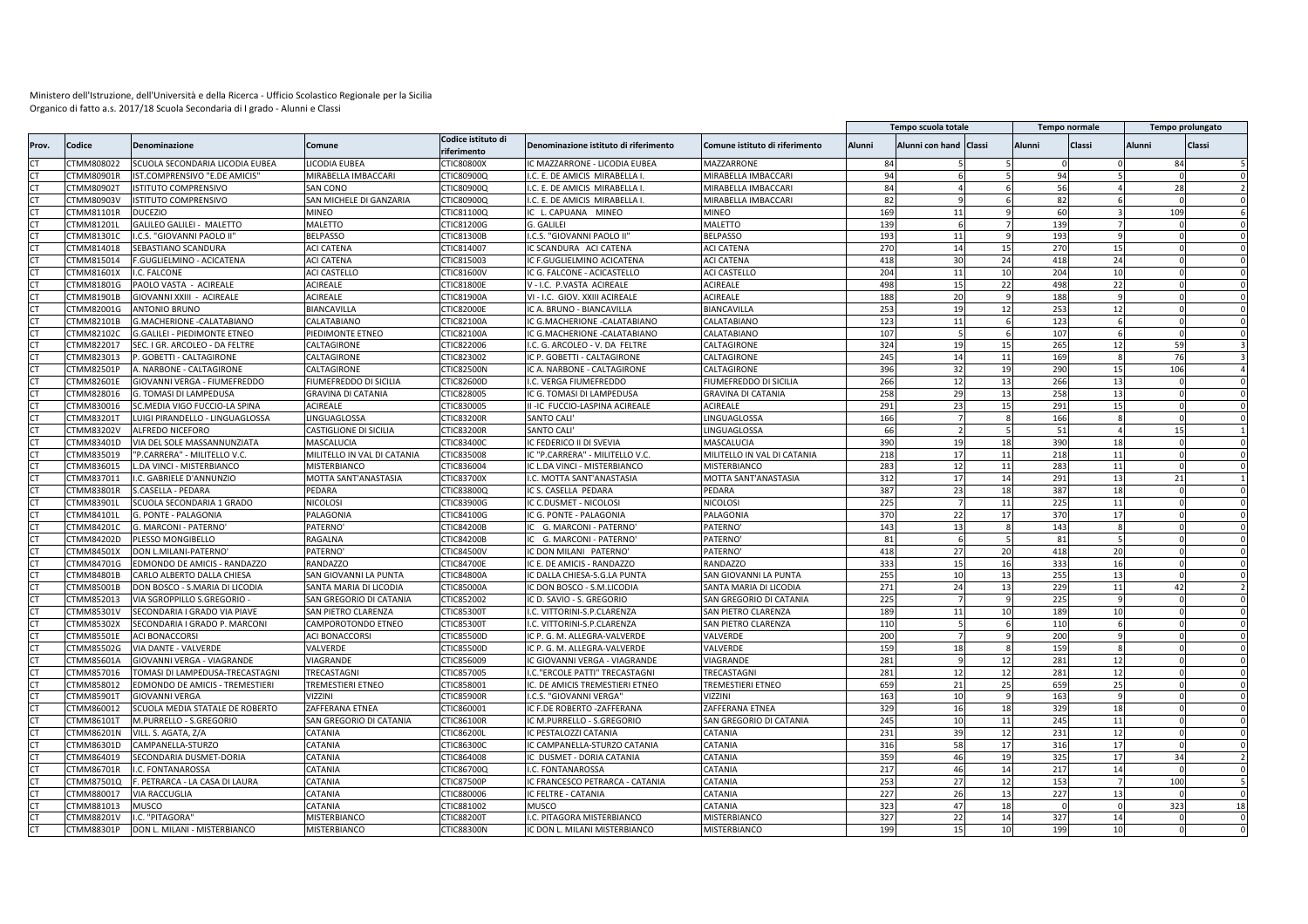Ministero dell'Istruzione, dell'Università e della Ricerca - Ufficio Scolastico Regionale per la Sicilia
Organico di fatto a.s. 2017/18 Scuola Secondaria di I grado - Alunni e Classi

| Prov. | Codice | Denominazione | Comune | Codice istituto di riferimento | Denominazione istituto di riferimento | Comune istituto di riferimento | Tempo scuola totale | | | Tempo normale | | Tempo prolungato | |
|---|---|---|---|---|---|---|---|---|---|---|---|---|---|
| | | | | | | | Alunni | Alunni con hand | Classi | Alunni | Classi | Alunni | Classi |
| CT | CTMM808022 | SCUOLA SECONDARIA LICODIA EUBEA | LICODIA EUBEA | CTIC80800X | IC MAZZARRONE - LICODIA EUBEA | MAZZARRONE | 84 | 5 | 5 | 0 | 0 | 84 | 5 |
| CT | CTMM80901R | IST.COMPRENSIVO "E.DE AMICIS" | MIRABELLA IMBACCARI | CTIC80900Q | I.C. E. DE AMICIS MIRABELLA I. | MIRABELLA IMBACCARI | 94 | 6 | 5 | 94 | 5 | 0 | 0 |
| CT | CTMM80902T | ISTITUTO COMPRENSIVO | SAN CONO | CTIC80900Q | I.C. E. DE AMICIS MIRABELLA I. | MIRABELLA IMBACCARI | 84 | 4 | 6 | 56 | 4 | 28 | 2 |
| CT | CTMM80903V | ISTITUTO COMPRENSIVO | SAN MICHELE DI GANZARIA | CTIC80900Q | I.C. E. DE AMICIS MIRABELLA I. | MIRABELLA IMBACCARI | 82 | 9 | 6 | 82 | 6 | 0 | 0 |
| CT | CTMM81101R | DUCEZIO | MINEO | CTIC81100Q | IC L. CAPUANA MINEO | MINEO | 169 | 11 | 9 | 60 | 3 | 109 | 6 |
| CT | CTMM81201L | GALILEO GALILEI - MALETTO | MALETTO | CTIC81200G | G. GALILEI | MALETTO | 139 | 6 | 7 | 139 | 7 | 0 | 0 |
| CT | CTMM81301C | I.C.S. "GIOVANNI PAOLO II" | BELPASSO | CTIC81300B | I.C.S. "GIOVANNI PAOLO II" | BELPASSO | 193 | 11 | 9 | 193 | 9 | 0 | 0 |
| CT | CTMM814018 | SEBASTIANO SCANDURA | ACI CATENA | CTIC814007 | IC SCANDURA ACI CATENA | ACI CATENA | 270 | 14 | 15 | 270 | 15 | 0 | 0 |
| CT | CTMM815014 | F.GUGLIELMINO - ACICATENA | ACI CATENA | CTIC815003 | IC F.GUGLIELMINO ACICATENA | ACI CATENA | 418 | 30 | 24 | 418 | 24 | 0 | 0 |
| CT | CTMM81601X | I.C. FALCONE | ACI CASTELLO | CTIC81600V | IC G. FALCONE - ACICASTELLO | ACI CASTELLO | 204 | 11 | 10 | 204 | 10 | 0 | 0 |
| CT | CTMM81801G | PAOLO VASTA - ACIREALE | ACIREALE | CTIC81800E | V - I.C. P.VASTA ACIREALE | ACIREALE | 498 | 15 | 22 | 498 | 22 | 0 | 0 |
| CT | CTMM81901B | GIOVANNI XXIII - ACIREALE | ACIREALE | CTIC81900A | VI - I.C. GIOV. XXIII ACIREALE | ACIREALE | 188 | 20 | 9 | 188 | 9 | 0 | 0 |
| CT | CTMM82001G | ANTONIO BRUNO | BIANCAVILLA | CTIC82000E | IC A. BRUNO - BIANCAVILLA | BIANCAVILLA | 253 | 19 | 12 | 253 | 12 | 0 | 0 |
| CT | CTMM82101B | G.MACHERIONE -CALATABIANO | CALATABIANO | CTIC82100A | IC G.MACHERIONE -CALATABIANO | CALATABIANO | 123 | 11 | 6 | 123 | 6 | 0 | 0 |
| CT | CTMM82102C | G.GALILEI - PIEDIMONTE ETNEO | PIEDIMONTE ETNEO | CTIC82100A | IC G.MACHERIONE -CALATABIANO | CALATABIANO | 107 | 5 | 6 | 107 | 6 | 0 | 0 |
| CT | CTMM822017 | SEC. I GR. ARCOLEO - DA FELTRE | CALTAGIRONE | CTIC822006 | I.C. G. ARCOLEO - V. DA FELTRE | CALTAGIRONE | 324 | 19 | 15 | 265 | 12 | 59 | 3 |
| CT | CTMM823013 | P. GOBETTI - CALTAGIRONE | CALTAGIRONE | CTIC823002 | IC P. GOBETTI - CALTAGIRONE | CALTAGIRONE | 245 | 14 | 11 | 169 | 8 | 76 | 3 |
| CT | CTMM82501P | A. NARBONE - CALTAGIRONE | CALTAGIRONE | CTIC82500N | IC A. NARBONE - CALTAGIRONE | CALTAGIRONE | 396 | 32 | 19 | 290 | 15 | 106 | 4 |
| CT | CTMM82601E | GIOVANNI VERGA - FIUMEFREDDO | FIUMEFREDDO DI SICILIA | CTIC82600D | I.C. VERGA FIUMEFREDDO | FIUMEFREDDO DI SICILIA | 266 | 12 | 13 | 266 | 13 | 0 | 0 |
| CT | CTMM828016 | G. TOMASI DI LAMPEDUSA | GRAVINA DI CATANIA | CTIC828005 | IC G. TOMASI DI LAMPEDUSA | GRAVINA DI CATANIA | 258 | 29 | 13 | 258 | 13 | 0 | 0 |
| CT | CTMM830016 | SC.MEDIA VIGO FUCCIO-LA SPINA | ACIREALE | CTIC830005 | II -IC FUCCIO-LASPINA ACIREALE | ACIREALE | 291 | 23 | 15 | 291 | 15 | 0 | 0 |
| CT | CTMM83201T | LUIGI PIRANDELLO - LINGUAGLOSSA | LINGUAGLOSSA | CTIC83200R | SANTO CALI' | LINGUAGLOSSA | 166 | 7 | 8 | 166 | 8 | 0 | 0 |
| CT | CTMM83202V | ALFREDO NICEFORO | CASTIGLIONE DI SICILIA | CTIC83200R | SANTO CALI' | LINGUAGLOSSA | 66 | 2 | 5 | 51 | 4 | 15 | 1 |
| CT | CTMM83401D | VIA DEL SOLE MASSANNUNZIATA | MASCALUCIA | CTIC83400C | IC FEDERICO II DI SVEVIA | MASCALUCIA | 390 | 19 | 18 | 390 | 18 | 0 | 0 |
| CT | CTMM835019 | "P.CARRERA" - MILITELLO V.C. | MILITELLO IN VAL DI CATANIA | CTIC835008 | IC "P.CARRERA" - MILITELLO V.C. | MILITELLO IN VAL DI CATANIA | 218 | 17 | 11 | 218 | 11 | 0 | 0 |
| CT | CTMM836015 | L.DA VINCI - MISTERBIANCO | MISTERBIANCO | CTIC836004 | IC L.DA VINCI - MISTERBIANCO | MISTERBIANCO | 283 | 12 | 11 | 283 | 11 | 0 | 0 |
| CT | CTMM837011 | I.C. GABRIELE D'ANNUNZIO | MOTTA SANT'ANASTASIA | CTIC83700X | I.C. MOTTA SANT'ANASTASIA | MOTTA SANT'ANASTASIA | 312 | 17 | 14 | 291 | 13 | 21 | 1 |
| CT | CTMM83801R | S.CASELLA - PEDARA | PEDARA | CTIC83800Q | IC S. CASELLA PEDARA | PEDARA | 387 | 23 | 18 | 387 | 18 | 0 | 0 |
| CT | CTMM83901L | SCUOLA SECONDARIA 1 GRADO | NICOLOSI | CTIC83900G | IC C.DUSMET - NICOLOSI | NICOLOSI | 225 | 7 | 11 | 225 | 11 | 0 | 0 |
| CT | CTMM84101L | G. PONTE - PALAGONIA | PALAGONIA | CTIC84100G | IC G. PONTE - PALAGONIA | PALAGONIA | 370 | 22 | 17 | 370 | 17 | 0 | 0 |
| CT | CTMM84201C | G. MARCONI - PATERNO' | PATERNO' | CTIC84200B | IC G. MARCONI - PATERNO' | PATERNO' | 143 | 13 | 8 | 143 | 8 | 0 | 0 |
| CT | CTMM84202D | PLESSO MONGIBELLO | RAGALNA | CTIC84200B | IC G. MARCONI - PATERNO' | PATERNO' | 81 | 6 | 5 | 81 | 5 | 0 | 0 |
| CT | CTMM84501X | DON L.MILANI-PATERNO' | PATERNO' | CTIC84500V | IC DON MILANI PATERNO' | PATERNO' | 418 | 27 | 20 | 418 | 20 | 0 | 0 |
| CT | CTMM84701G | EDMONDO DE AMICIS - RANDAZZO | RANDAZZO | CTIC84700E | IC E. DE AMICIS - RANDAZZO | RANDAZZO | 333 | 15 | 16 | 333 | 16 | 0 | 0 |
| CT | CTMM84801B | CARLO ALBERTO DALLA CHIESA | SAN GIOVANNI LA PUNTA | CTIC84800A | IC DALLA CHIESA-S.G.LA PUNTA | SAN GIOVANNI LA PUNTA | 255 | 10 | 13 | 255 | 13 | 0 | 0 |
| CT | CTMM85001B | DON BOSCO - S.MARIA DI LICODIA | SANTA MARIA DI LICODIA | CTIC85000A | IC DON BOSCO - S.M.LICODIA | SANTA MARIA DI LICODIA | 271 | 24 | 13 | 229 | 11 | 42 | 2 |
| CT | CTMM852013 | VIA SGROPPILLO S.GREGORIO - | SAN GREGORIO DI CATANIA | CTIC852002 | IC D. SAVIO - S. GREGORIO | SAN GREGORIO DI CATANIA | 225 | 7 | 9 | 225 | 9 | 0 | 0 |
| CT | CTMM85301V | SECONDARIA I GRADO VIA PIAVE | SAN PIETRO CLARENZA | CTIC85300T | I.C. VITTORINI-S.P.CLARENZA | SAN PIETRO CLARENZA | 189 | 11 | 10 | 189 | 10 | 0 | 0 |
| CT | CTMM85302X | SECONDARIA I GRADO P. MARCONI | CAMPOROTONDO ETNEO | CTIC85300T | I.C. VITTORINI-S.P.CLARENZA | SAN PIETRO CLARENZA | 110 | 5 | 6 | 110 | 6 | 0 | 0 |
| CT | CTMM85501E | ACI BONACCORSI | ACI BONACCORSI | CTIC85500D | IC P. G. M. ALLEGRA-VALVERDE | VALVERDE | 200 | 7 | 9 | 200 | 9 | 0 | 0 |
| CT | CTMM85502G | VIA DANTE - VALVERDE | VALVERDE | CTIC85500D | IC P. G. M. ALLEGRA-VALVERDE | VALVERDE | 159 | 18 | 8 | 159 | 8 | 0 | 0 |
| CT | CTMM85601A | GIOVANNI VERGA - VIAGRANDE | VIAGRANDE | CTIC856009 | IC GIOVANNI VERGA - VIAGRANDE | VIAGRANDE | 281 | 9 | 12 | 281 | 12 | 0 | 0 |
| CT | CTMM857016 | TOMASI DI LAMPEDUSA-TRECASTAGNI | TRECASTAGNI | CTIC857005 | I.C."ERCOLE PATTI" TRECASTAGNI | TRECASTAGNI | 281 | 12 | 12 | 281 | 12 | 0 | 0 |
| CT | CTMM858012 | EDMONDO DE AMICIS - TREMESTIERI | TREMESTIERI ETNEO | CTIC858001 | IC. DE AMICIS TREMESTIERI ETNEO | TREMESTIERI ETNEO | 659 | 21 | 25 | 659 | 25 | 0 | 0 |
| CT | CTMM85901T | GIOVANNI VERGA | VIZZINI | CTIC85900R | I.C.S. "GIOVANNI VERGA" | VIZZINI | 163 | 10 | 9 | 163 | 9 | 0 | 0 |
| CT | CTMM860012 | SCUOLA MEDIA STATALE DE ROBERTO | ZAFFERANA ETNEA | CTIC860001 | IC F.DE ROBERTO -ZAFFERANA | ZAFFERANA ETNEA | 329 | 16 | 18 | 329 | 18 | 0 | 0 |
| CT | CTMM86101T | M.PURRELLO - S.GREGORIO | SAN GREGORIO DI CATANIA | CTIC86100R | IC M.PURRELLO - S.GREGORIO | SAN GREGORIO DI CATANIA | 245 | 10 | 11 | 245 | 11 | 0 | 0 |
| CT | CTMM86201N | VILL. S. AGATA, Z/A | CATANIA | CTIC86200L | IC PESTALOZZI CATANIA | CATANIA | 231 | 39 | 12 | 231 | 12 | 0 | 0 |
| CT | CTMM86301D | CAMPANELLA-STURZO | CATANIA | CTIC86300C | IC CAMPANELLA-STURZO CATANIA | CATANIA | 316 | 58 | 17 | 316 | 17 | 0 | 0 |
| CT | CTMM864019 | SECONDARIA DUSMET-DORIA | CATANIA | CTIC864008 | IC DUSMET - DORIA CATANIA | CATANIA | 359 | 46 | 19 | 325 | 17 | 34 | 2 |
| CT | CTMM86701R | I.C. FONTANAROSSA | CATANIA | CTIC86700Q | I.C. FONTANAROSSA | CATANIA | 217 | 46 | 14 | 217 | 14 | 0 | 0 |
| CT | CTMM87501Q | F. PETRARCA - LA CASA DI LAURA | CATANIA | CTIC87500P | IC FRANCESCO PETRARCA - CATANIA | CATANIA | 253 | 27 | 12 | 153 | 7 | 100 | 5 |
| CT | CTMM880017 | VIA RACCUGLIA | CATANIA | CTIC880006 | IC FELTRE - CATANIA | CATANIA | 227 | 26 | 13 | 227 | 13 | 0 | 0 |
| CT | CTMM881013 | MUSCO | CATANIA | CTIC881002 | MUSCO | CATANIA | 323 | 47 | 18 | 0 | 0 | 323 | 18 |
| CT | CTMM88201V | I.C. "PITAGORA" | MISTERBIANCO | CTIC88200T | I.C. PITAGORA MISTERBIANCO | MISTERBIANCO | 327 | 22 | 14 | 327 | 14 | 0 | 0 |
| CT | CTMM88301P | DON L. MILANI - MISTERBIANCO | MISTERBIANCO | CTIC88300N | IC DON L. MILANI MISTERBIANCO | MISTERBIANCO | 199 | 15 | 10 | 199 | 10 | 0 | 0 |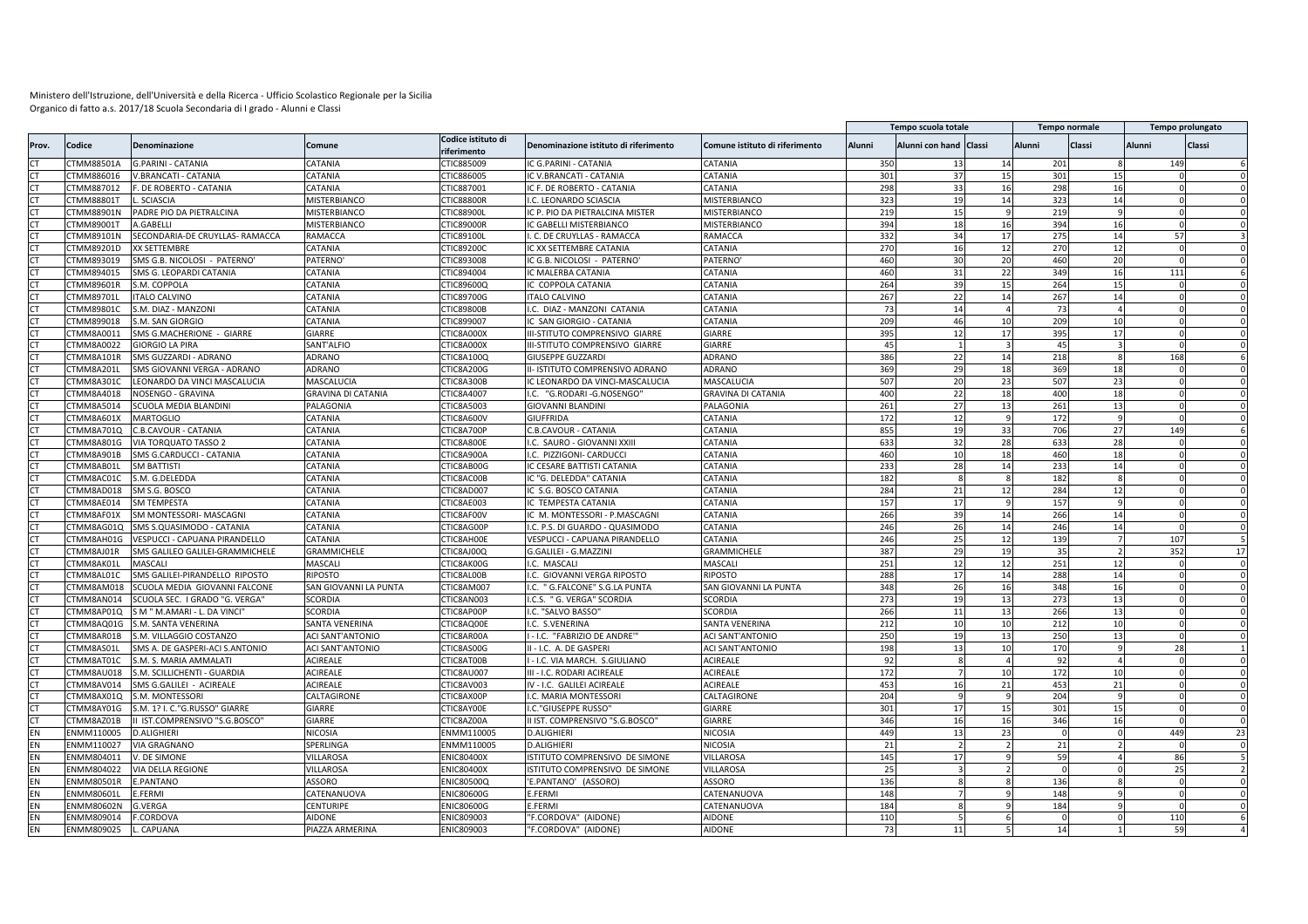Ministero dell'Istruzione, dell'Università e della Ricerca - Ufficio Scolastico Regionale per la Sicilia
Organico di fatto a.s. 2017/18 Scuola Secondaria di I grado - Alunni e Classi

| Prov. | Codice | Denominazione | Comune | Codice istituto di riferimento | Denominazione istituto di riferimento | Comune istituto di riferimento | Tempo scuola totale | | | Tempo normale | | Tempo prolungato | |
|---|---|---|---|---|---|---|---|---|---|---|---|---|---|
| | | | | | | | Alunni | Alunni con hand | Classi | Alunni | Classi | Alunni | Classi |
| CT | CTMM88501A | G.PARINI - CATANIA | CATANIA | CTIC885009 | IC G.PARINI - CATANIA | CATANIA | 350 | 13 | 14 | 201 | 8 | 149 | 6 |
| CT | CTMM886016 | V.BRANCATI - CATANIA | CATANIA | CTIC886005 | IC V.BRANCATI - CATANIA | CATANIA | 301 | 37 | 15 | 301 | 15 | 0 | 0 |
| CT | CTMM887012 | F. DE ROBERTO - CATANIA | CATANIA | CTIC887001 | IC F. DE ROBERTO - CATANIA | CATANIA | 298 | 33 | 16 | 298 | 16 | 0 | 0 |
| CT | CTMM88801T | L. SCIASCIA | MISTERBIANCO | CTIC88800R | I.C. LEONARDO SCIASCIA | MISTERBIANCO | 323 | 19 | 14 | 323 | 14 | 0 | 0 |
| CT | CTMM88901N | PADRE PIO DA PIETRALCINA | MISTERBIANCO | CTIC88900L | IC P. PIO DA PIETRALCINA MISTER | MISTERBIANCO | 219 | 15 | 9 | 219 | 9 | 0 | 0 |
| CT | CTMM89001T | A.GABELLI | MISTERBIANCO | CTIC89000R | IC GABELLI MISTERBIANCO | MISTERBIANCO | 394 | 18 | 16 | 394 | 16 | 0 | 0 |
| CT | CTMM89101N | SECONDARIA-DE CRUYLLAS- RAMACCA | RAMACCA | CTIC89100L | I. C. DE CRUYLLAS - RAMACCA | RAMACCA | 332 | 34 | 17 | 275 | 14 | 57 | 3 |
| CT | CTMM89201D | XX SETTEMBRE | CATANIA | CTIC89200C | IC XX SETTEMBRE CATANIA | CATANIA | 270 | 16 | 12 | 270 | 12 | 0 | 0 |
| CT | CTMM893019 | SMS G.B. NICOLOSI - PATERNO' | PATERNO' | CTIC893008 | IC G.B. NICOLOSI - PATERNO' | PATERNO' | 460 | 30 | 20 | 460 | 20 | 0 | 0 |
| CT | CTMM894015 | SMS G. LEOPARDI CATANIA | CATANIA | CTIC894004 | IC MALERBA CATANIA | CATANIA | 460 | 31 | 22 | 349 | 16 | 111 | 6 |
| CT | CTMM89601R | S.M. COPPOLA | CATANIA | CTIC89600Q | IC COPPOLA CATANIA | CATANIA | 264 | 39 | 15 | 264 | 15 | 0 | 0 |
| CT | CTMM89701L | ITALO CALVINO | CATANIA | CTIC89700G | ITALO CALVINO | CATANIA | 267 | 22 | 14 | 267 | 14 | 0 | 0 |
| CT | CTMM89801C | S.M. DIAZ - MANZONI | CATANIA | CTIC89800B | I.C. DIAZ - MANZONI CATANIA | CATANIA | 73 | 14 | 4 | 73 | 4 | 0 | 0 |
| CT | CTMM899018 | S.M. SAN GIORGIO | CATANIA | CTIC899007 | IC SAN GIORGIO - CATANIA | CATANIA | 209 | 46 | 10 | 209 | 10 | 0 | 0 |
| CT | CTMM8A0011 | SMS G.MACHERIONE - GIARRE | GIARRE | CTIC8A000X | III-STITUTO COMPRENSIVO GIARRE | GIARRE | 395 | 12 | 17 | 395 | 17 | 0 | 0 |
| CT | CTMM8A0022 | GIORGIO LA PIRA | SANT'ALFIO | CTIC8A000X | III-STITUTO COMPRENSIVO GIARRE | GIARRE | 45 | 1 | 3 | 45 | 3 | 0 | 0 |
| CT | CTMM8A101R | SMS GUZZARDI - ADRANO | ADRANO | CTIC8A100Q | GIUSEPPE GUZZARDI | ADRANO | 386 | 22 | 14 | 218 | 8 | 168 | 6 |
| CT | CTMM8A201L | SMS GIOVANNI VERGA - ADRANO | ADRANO | CTIC8A200G | II- ISTITUTO COMPRENSIVO ADRANO | ADRANO | 369 | 29 | 18 | 369 | 18 | 0 | 0 |
| CT | CTMM8A301C | LEONARDO DA VINCI MASCALUCIA | MASCALUCIA | CTIC8A300B | IC LEONARDO DA VINCI-MASCALUCIA | MASCALUCIA | 507 | 20 | 23 | 507 | 23 | 0 | 0 |
| CT | CTMM8A4018 | NOSENGO - GRAVINA | GRAVINA DI CATANIA | CTIC8A4007 | I.C. "G.RODARI -G.NOSENGO" | GRAVINA DI CATANIA | 400 | 22 | 18 | 400 | 18 | 0 | 0 |
| CT | CTMM8A5014 | SCUOLA MEDIA BLANDINI | PALAGONIA | CTIC8A5003 | GIOVANNI BLANDINI | PALAGONIA | 261 | 27 | 13 | 261 | 13 | 0 | 0 |
| CT | CTMM8A601X | MARTOGLIO | CATANIA | CTIC8A600V | GIUFFRIDA | CATANIA | 172 | 12 | 9 | 172 | 9 | 0 | 0 |
| CT | CTMM8A701Q | C.B.CAVOUR - CATANIA | CATANIA | CTIC8A700P | C.B.CAVOUR - CATANIA | CATANIA | 855 | 19 | 33 | 706 | 27 | 149 | 6 |
| CT | CTMM8A801G | VIA TORQUATO TASSO 2 | CATANIA | CTIC8A800E | I.C. SAURO - GIOVANNI XXIII | CATANIA | 633 | 32 | 28 | 633 | 28 | 0 | 0 |
| CT | CTMM8A901B | SMS G.CARDUCCI - CATANIA | CATANIA | CTIC8A900A | I.C. PIZZIGONI- CARDUCCI | CATANIA | 460 | 10 | 18 | 460 | 18 | 0 | 0 |
| CT | CTMM8AB01L | SM BATTISTI | CATANIA | CTIC8AB00G | IC CESARE BATTISTI CATANIA | CATANIA | 233 | 28 | 14 | 233 | 14 | 0 | 0 |
| CT | CTMM8AC01C | S.M. G.DELEDDA | CATANIA | CTIC8AC00B | IC "G. DELEDDA" CATANIA | CATANIA | 182 | 8 | 8 | 182 | 8 | 0 | 0 |
| CT | CTMM8AD018 | SM S.G. BOSCO | CATANIA | CTIC8AD007 | IC S.G. BOSCO CATANIA | CATANIA | 284 | 21 | 12 | 284 | 12 | 0 | 0 |
| CT | CTMM8AE014 | SM TEMPESTA | CATANIA | CTIC8AE003 | IC TEMPESTA CATANIA | CATANIA | 157 | 17 | 9 | 157 | 9 | 0 | 0 |
| CT | CTMM8AF01X | SM MONTESSORI- MASCAGNI | CATANIA | CTIC8AF00V | IC M. MONTESSORI - P.MASCAGNI | CATANIA | 266 | 39 | 14 | 266 | 14 | 0 | 0 |
| CT | CTMM8AG01Q | SMS S.QUASIMODO - CATANIA | CATANIA | CTIC8AG00P | I.C. P.S. DI GUARDO - QUASIMODO | CATANIA | 246 | 26 | 14 | 246 | 14 | 0 | 0 |
| CT | CTMM8AH01G | VESPUCCI - CAPUANA PIRANDELLO | CATANIA | CTIC8AH00E | VESPUCCI - CAPUANA PIRANDELLO | CATANIA | 246 | 25 | 12 | 139 | 7 | 107 | 5 |
| CT | CTMM8AJ01R | SMS GALILEO GALILEI-GRAMMICHELE | GRAMMICHELE | CTIC8AJ00Q | G.GALILEI - G.MAZZINI | GRAMMICHELE | 387 | 29 | 19 | 35 | 2 | 352 | 17 |
| CT | CTMM8AK01L | MASCALI | MASCALI | CTIC8AK00G | I.C. MASCALI | MASCALI | 251 | 12 | 12 | 251 | 12 | 0 | 0 |
| CT | CTMM8AL01C | SMS GALILEI-PIRANDELLO RIPOSTO | RIPOSTO | CTIC8AL00B | I.C. GIOVANNI VERGA RIPOSTO | RIPOSTO | 288 | 17 | 14 | 288 | 14 | 0 | 0 |
| CT | CTMM8AM018 | SCUOLA MEDIA GIOVANNI FALCONE | SAN GIOVANNI LA PUNTA | CTIC8AM007 | I.C. " G.FALCONE" S.G.LA PUNTA | SAN GIOVANNI LA PUNTA | 348 | 26 | 16 | 348 | 16 | 0 | 0 |
| CT | CTMM8AN014 | SCUOLA SEC. I GRADO "G. VERGA" | SCORDIA | CTIC8AN003 | I.C.S. " G. VERGA" SCORDIA | SCORDIA | 273 | 19 | 13 | 273 | 13 | 0 | 0 |
| CT | CTMM8AP01Q | S M " M.AMARI - L. DA VINCI" | SCORDIA | CTIC8AP00P | I.C. "SALVO BASSO" | SCORDIA | 266 | 11 | 13 | 266 | 13 | 0 | 0 |
| CT | CTMM8AQ01G | S.M. SANTA VENERINA | SANTA VENERINA | CTIC8AQ00E | I.C. S.VENERINA | SANTA VENERINA | 212 | 10 | 10 | 212 | 10 | 0 | 0 |
| CT | CTMM8AR01B | S.M. VILLAGGIO COSTANZO | ACI SANT'ANTONIO | CTIC8AR00A | I - I.C. "FABRIZIO DE ANDRE'" | ACI SANT'ANTONIO | 250 | 19 | 13 | 250 | 13 | 0 | 0 |
| CT | CTMM8AS01L | SMS A. DE GASPERI-ACI S.ANTONIO | ACI SANT'ANTONIO | CTIC8AS00G | II - I.C. A. DE GASPERI | ACI SANT'ANTONIO | 198 | 13 | 10 | 170 | 9 | 28 | 1 |
| CT | CTMM8AT01C | S.M. S. MARIA AMMALATI | ACIREALE | CTIC8AT00B | I - I.C. VIA MARCH. S.GIULIANO | ACIREALE | 92 | 8 | 4 | 92 | 4 | 0 | 0 |
| CT | CTMM8AU018 | S.M. SCILLICHENTI - GUARDIA | ACIREALE | CTIC8AU007 | III - I.C. RODARI ACIREALE | ACIREALE | 172 | 7 | 10 | 172 | 10 | 0 | 0 |
| CT | CTMM8AV014 | SMS G.GALILEI - ACIREALE | ACIREALE | CTIC8AV003 | IV - I.C. GALILEI ACIREALE | ACIREALE | 453 | 16 | 21 | 453 | 21 | 0 | 0 |
| CT | CTMM8AX01Q | S.M. MONTESSORI | CALTAGIRONE | CTIC8AX00P | I.C. MARIA MONTESSORI | CALTAGIRONE | 204 | 9 | 9 | 204 | 9 | 0 | 0 |
| CT | CTMM8AY01G | S.M. 1? I. C."G.RUSSO" GIARRE | GIARRE | CTIC8AY00E | I.C."GIUSEPPE RUSSO" | GIARRE | 301 | 17 | 15 | 301 | 15 | 0 | 0 |
| CT | CTMM8AZ01B | II IST.COMPRENSIVO "S.G.BOSCO" | GIARRE | CTIC8AZ00A | II IST. COMPRENSIVO "S.G.BOSCO" | GIARRE | 346 | 16 | 16 | 346 | 16 | 0 | 0 |
| EN | ENMM110005 | D.ALIGHIERI | NICOSIA | ENMM110005 | D.ALIGHIERI | NICOSIA | 449 | 13 | 23 | 0 | 0 | 449 | 23 |
| EN | ENMM110027 | VIA GRAGNANO | SPERLINGA | ENMM110005 | D.ALIGHIERI | NICOSIA | 21 | 2 | 2 | 21 | 2 | 0 | 0 |
| EN | ENMM804011 | V. DE SIMONE | VILLAROSA | ENIC80400X | ISTITUTO COMPRENSIVO DE SIMONE | VILLAROSA | 145 | 17 | 9 | 59 | 4 | 86 | 5 |
| EN | ENMM804022 | VIA DELLA REGIONE | VILLAROSA | ENIC80400X | ISTITUTO COMPRENSIVO DE SIMONE | VILLAROSA | 25 | 3 | 2 | 0 | 0 | 25 | 2 |
| EN | ENMM80501R | E.PANTANO | ASSORO | ENIC80500Q | 'E.PANTANO' (ASSORO) | ASSORO | 136 | 8 | 8 | 136 | 8 | 0 | 0 |
| EN | ENMM80601L | E.FERMI | CATENANUOVA | ENIC80600G | E.FERMI | CATENANUOVA | 148 | 7 | 9 | 148 | 9 | 0 | 0 |
| EN | ENMM80602N | G.VERGA | CENTURIPE | ENIC80600G | E.FERMI | CATENANUOVA | 184 | 8 | 9 | 184 | 9 | 0 | 0 |
| EN | ENMM809014 | F.CORDOVA | AIDONE | ENIC809003 | "F.CORDOVA" (AIDONE) | AIDONE | 110 | 5 | 6 | 0 | 0 | 110 | 6 |
| EN | ENMM809025 | L. CAPUANA | PIAZZA ARMERINA | ENIC809003 | "F.CORDOVA" (AIDONE) | AIDONE | 73 | 11 | 5 | 14 | 1 | 59 | 4 |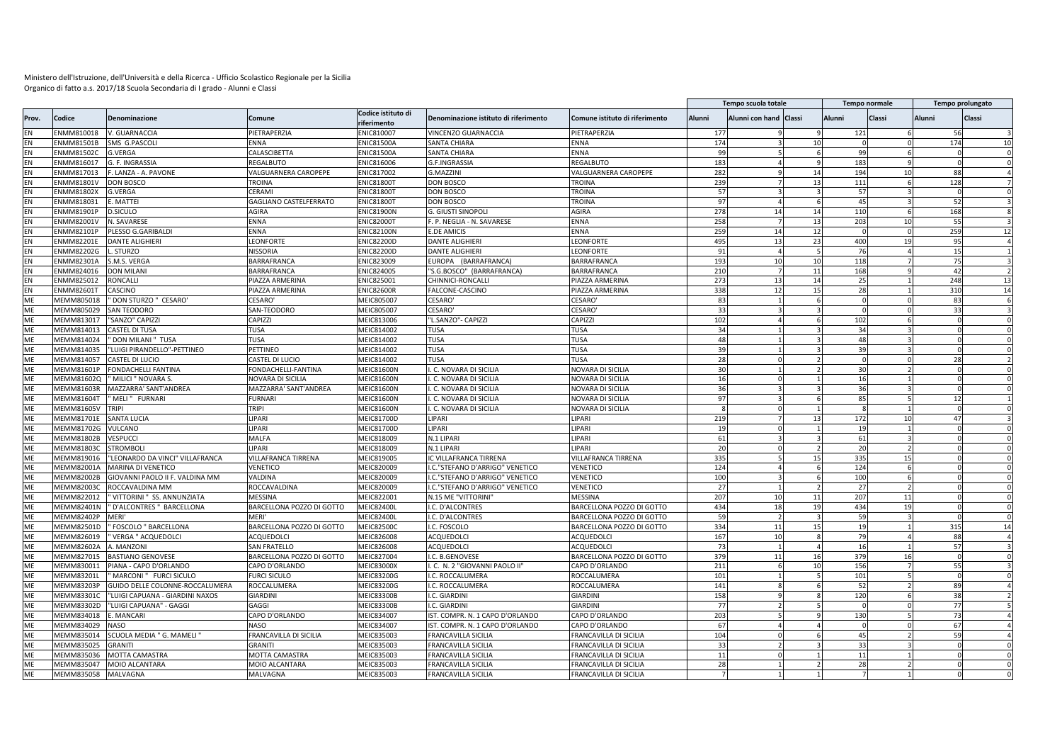Ministero dell'Istruzione, dell'Università e della Ricerca - Ufficio Scolastico Regionale per la Sicilia
Organico di fatto a.s. 2017/18 Scuola Secondaria di I grado - Alunni e Classi

| Prov. | Codice | Denominazione | Comune | Codice istituto di riferimento | Denominazione istituto di riferimento | Comune istituto di riferimento | Tempo scuola totale | | | Tempo normale | | Tempo prolungato | |
|---|---|---|---|---|---|---|---|---|---|---|---|---|---|
| | | | | | | | Alunni | Alunni con hand | Classi | Alunni | Classi | Alunni | Classi |
| EN | ENMM810018 | V. GUARNACCIA | PIETRAPERZIA | ENIC810007 | VINCENZO GUARNACCIA | PIETRAPERZIA | 177 | 9 | 9 | 121 | 6 | 56 | 3 |
| EN | ENMM81501B | SMS G.PASCOLI | ENNA | ENIC81500A | SANTA CHIARA | ENNA | 174 | 3 | 10 | 0 | 0 | 174 | 10 |
| EN | ENMM81502C | G.VERGA | CALASCIBETTA | ENIC81500A | SANTA CHIARA | ENNA | 99 | 5 | 6 | 99 | 6 | 0 | 0 |
| EN | ENMM816017 | G. F. INGRASSIA | REGALBUTO | ENIC816006 | G.F.INGRASSIA | REGALBUTO | 183 | 4 | 9 | 183 | 9 | 0 | 0 |
| EN | ENMM817013 | F. LANZA - A. PAVONE | VALGUARNERA CAROPEPE | ENIC817002 | G.MAZZINI | VALGUARNERA CAROPEPE | 282 | 9 | 14 | 194 | 10 | 88 | 4 |
| EN | ENMM81801V | DON BOSCO | TROINA | ENIC81800T | DON BOSCO | TROINA | 239 | 7 | 13 | 111 | 6 | 128 | 7 |
| EN | ENMM81802X | G.VERGA | CERAMI | ENIC81800T | DON BOSCO | TROINA | 57 | 3 | 3 | 57 | 3 | 0 | 0 |
| EN | ENMM818031 | E. MATTEI | GAGLIANO CASTELFERRATO | ENIC81800T | DON BOSCO | TROINA | 97 | 4 | 6 | 45 | 3 | 52 | 3 |
| EN | ENMM81901P | D.SICULO | AGIRA | ENIC81900N | G. GIUSTI SINOPOLI | AGIRA | 278 | 14 | 14 | 110 | 6 | 168 | 8 |
| EN | ENMM82001V | N. SAVARESE | ENNA | ENIC82000T | F. P. NEGLIA - N. SAVARESE | ENNA | 258 | 7 | 13 | 203 | 10 | 55 | 3 |
| EN | ENMM82101P | PLESSO G.GARIBALDI | ENNA | ENIC82100N | E.DE AMICIS | ENNA | 259 | 14 | 12 | 0 | 0 | 259 | 12 |
| EN | ENMM82201E | DANTE ALIGHIERI | LEONFORTE | ENIC82200D | DANTE ALIGHIERI | LEONFORTE | 495 | 13 | 23 | 400 | 19 | 95 | 4 |
| EN | ENMM82202G | L. STURZO | NISSORIA | ENIC82200D | DANTE ALIGHIERI | LEONFORTE | 91 | 4 | 5 | 76 | 4 | 15 | 1 |
| EN | ENMM82301A | S.M.S. VERGA | BARRAFRANCA | ENIC823009 | EUROPA (BARRAFRANCA) | BARRAFRANCA | 193 | 10 | 10 | 118 | 7 | 75 | 3 |
| EN | ENMM824016 | DON MILANI | BARRAFRANCA | ENIC824005 | "S.G.BOSCO" (BARRAFRANCA) | BARRAFRANCA | 210 | 7 | 11 | 168 | 9 | 42 | 2 |
| EN | ENMM825012 | RONCALLI | PIAZZA ARMERINA | ENIC825001 | CHINNICI-RONCALLI | PIAZZA ARMERINA | 273 | 13 | 14 | 25 | 1 | 248 | 13 |
| EN | ENMM82601T | CASCINO | PIAZZA ARMERINA | ENIC82600R | FALCONE-CASCINO | PIAZZA ARMERINA | 338 | 12 | 15 | 28 | 1 | 310 | 14 |
| ME | MEMM805018 | " DON STURZO " CESARO' | CESARO' | MEIC805007 | CESARO' | CESARO' | 83 | 1 | 6 | 0 | 0 | 83 | 6 |
| ME | MEMM805029 | SAN TEODORO | SAN-TEODORO | MEIC805007 | CESARO' | CESARO' | 33 | 3 | 3 | 0 | 0 | 33 | 3 |
| ME | MEMM813017 | "SANZO" CAPIZZI | CAPIZZI | MEIC813006 | "L.SANZO"- CAPIZZI | CAPIZZI | 102 | 4 | 6 | 102 | 6 | 0 | 0 |
| ME | MEMM814013 | CASTEL DI TUSA | TUSA | MEIC814002 | TUSA | TUSA | 34 | 1 | 3 | 34 | 3 | 0 | 0 |
| ME | MEMM814024 | " DON MILANI " TUSA | TUSA | MEIC814002 | TUSA | TUSA | 48 | 1 | 3 | 48 | 3 | 0 | 0 |
| ME | MEMM814035 | "LUIGI PIRANDELLO"-PETTINEO | PETTINEO | MEIC814002 | TUSA | TUSA | 39 | 1 | 3 | 39 | 3 | 0 | 0 |
| ME | MEMM814057 | CASTEL DI LUCIO | CASTEL DI LUCIO | MEIC814002 | TUSA | TUSA | 28 | 0 | 2 | 0 | 0 | 28 | 2 |
| ME | MEMM81601P | FONDACHELLI FANTINA | FONDACHELLI-FANTINA | MEIC81600N | I. C. NOVARA DI SICILIA | NOVARA DI SICILIA | 30 | 1 | 2 | 30 | 2 | 0 | 0 |
| ME | MEMM81602Q | " MILICI " NOVARA S. | NOVARA DI SICILIA | MEIC81600N | I. C. NOVARA DI SICILIA | NOVARA DI SICILIA | 16 | 0 | 1 | 16 | 1 | 0 | 0 |
| ME | MEMM81603R | MAZZARRA' SANT'ANDREA | MAZZARRA' SANT'ANDREA | MEIC81600N | I. C. NOVARA DI SICILIA | NOVARA DI SICILIA | 36 | 3 | 3 | 36 | 3 | 0 | 0 |
| ME | MEMM81604T | " MELI " FURNARI | FURNARI | MEIC81600N | I. C. NOVARA DI SICILIA | NOVARA DI SICILIA | 97 | 3 | 6 | 85 | 5 | 12 | 1 |
| ME | MEMM81605V | TRIPI | TRIPI | MEIC81600N | I. C. NOVARA DI SICILIA | NOVARA DI SICILIA | 8 | 0 | 1 | 8 | 1 | 0 | 0 |
| ME | MEMM81701E | SANTA LUCIA | LIPARI | MEIC81700D | LIPARI | LIPARI | 219 | 7 | 13 | 172 | 10 | 47 | 3 |
| ME | MEMM81702G | VULCANO | LIPARI | MEIC81700D | LIPARI | LIPARI | 19 | 0 | 1 | 19 | 1 | 0 | 0 |
| ME | MEMM81802B | VESPUCCI | MALFA | MEIC818009 | N.1 LIPARI | LIPARI | 61 | 3 | 3 | 61 | 3 | 0 | 0 |
| ME | MEMM81803C | STROMBOLI | LIPARI | MEIC818009 | N.1 LIPARI | LIPARI | 20 | 0 | 2 | 20 | 2 | 0 | 0 |
| ME | MEMM819016 | "LEONARDO DA VINCI" VILLAFRANCA | VILLAFRANCA TIRRENA | MEIC819005 | IC VILLAFRANCA TIRRENA | VILLAFRANCA TIRRENA | 335 | 5 | 15 | 335 | 15 | 0 | 0 |
| ME | MEMM82001A | MARINA DI VENETICO | VENETICO | MEIC820009 | I.C."STEFANO D'ARRIGO" VENETICO | VENETICO | 124 | 4 | 6 | 124 | 6 | 0 | 0 |
| ME | MEMM82002B | GIOVANNI PAOLO II F. VALDINA MM | VALDINA | MEIC820009 | I.C."STEFANO D'ARRIGO" VENETICO | VENETICO | 100 | 3 | 6 | 100 | 6 | 0 | 0 |
| ME | MEMM82003C | ROCCAVALDINA MM | ROCCAVALDINA | MEIC820009 | I.C."STEFANO D'ARRIGO" VENETICO | VENETICO | 27 | 1 | 2 | 27 | 2 | 0 | 0 |
| ME | MEMM822012 | " VITTORINI " SS. ANNUNZIATA | MESSINA | MEIC822001 | N.15 ME "VITTORINI" | MESSINA | 207 | 10 | 11 | 207 | 11 | 0 | 0 |
| ME | MEMM82401N | " D'ALCONTRES " BARCELLONA | BARCELLONA POZZO DI GOTTO | MEIC82400L | I.C. D'ALCONTRES | BARCELLONA POZZO DI GOTTO | 434 | 18 | 19 | 434 | 19 | 0 | 0 |
| ME | MEMM82402P | MERI' | MERI' | MEIC82400L | I.C. D'ALCONTRES | BARCELLONA POZZO DI GOTTO | 59 | 2 | 3 | 59 | 3 | 0 | 0 |
| ME | MEMM82501D | " FOSCOLO " BARCELLONA | BARCELLONA POZZO DI GOTTO | MEIC82500C | I.C. FOSCOLO | BARCELLONA POZZO DI GOTTO | 334 | 11 | 15 | 19 | 1 | 315 | 14 |
| ME | MEMM826019 | " VERGA " ACQUEDOLCI | ACQUEDOLCI | MEIC826008 | ACQUEDOLCI | ACQUEDOLCI | 167 | 10 | 8 | 79 | 4 | 88 | 4 |
| ME | MEMM82602A | A. MANZONI | SAN FRATELLO | MEIC826008 | ACQUEDOLCI | ACQUEDOLCI | 73 | 1 | 4 | 16 | 1 | 57 | 3 |
| ME | MEMM827015 | BASTIANO GENOVESE | BARCELLONA POZZO DI GOTTO | MEIC827004 | I.C. B.GENOVESE | BARCELLONA POZZO DI GOTTO | 379 | 11 | 16 | 379 | 16 | 0 | 0 |
| ME | MEMM830011 | PIANA - CAPO D'ORLANDO | CAPO D'ORLANDO | MEIC83000X | I. C. N. 2 "GIOVANNI PAOLO II" | CAPO D'ORLANDO | 211 | 6 | 10 | 156 | 7 | 55 | 3 |
| ME | MEMM83201L | " MARCONI " FURCI SICULO | FURCI SICULO | MEIC83200G | I.C. ROCCALUMERA | ROCCALUMERA | 101 | 1 | 5 | 101 | 5 | 0 | 0 |
| ME | MEMM83203P | GUIDO DELLE COLONNE-ROCCALUMERA | ROCCALUMERA | MEIC83200G | I.C. ROCCALUMERA | ROCCALUMERA | 141 | 8 | 6 | 52 | 2 | 89 | 4 |
| ME | MEMM83301C | "LUIGI CAPUANA - GIARDINI NAXOS | GIARDINI | MEIC83300B | I.C. GIARDINI | GIARDINI | 158 | 9 | 8 | 120 | 6 | 38 | 2 |
| ME | MEMM83302D | "LUIGI CAPUANA" - GAGGI | GAGGI | MEIC83300B | I.C. GIARDINI | GIARDINI | 77 | 2 | 5 | 0 | 0 | 77 | 5 |
| ME | MEMM834018 | E. MANCARI | CAPO D'ORLANDO | MEIC834007 | IST. COMPR. N. 1 CAPO D'ORLANDO | CAPO D'ORLANDO | 203 | 5 | 9 | 130 | 5 | 73 | 4 |
| ME | MEMM834029 | NASO | NASO | MEIC834007 | IST. COMPR. N. 1 CAPO D'ORLANDO | CAPO D'ORLANDO | 67 | 4 | 4 | 0 | 0 | 67 | 4 |
| ME | MEMM835014 | SCUOLA MEDIA " G. MAMELI " | FRANCAVILLA DI SICILIA | MEIC835003 | FRANCAVILLA SICILIA | FRANCAVILLA DI SICILIA | 104 | 0 | 6 | 45 | 2 | 59 | 4 |
| ME | MEMM835025 | GRANITI | GRANITI | MEIC835003 | FRANCAVILLA SICILIA | FRANCAVILLA DI SICILIA | 33 | 2 | 3 | 33 | 3 | 0 | 0 |
| ME | MEMM835036 | MOTTA CAMASTRA | MOTTA CAMASTRA | MEIC835003 | FRANCAVILLA SICILIA | FRANCAVILLA DI SICILIA | 11 | 0 | 1 | 11 | 1 | 0 | 0 |
| ME | MEMM835047 | MOIO ALCANTARA | MOIO ALCANTARA | MEIC835003 | FRANCAVILLA SICILIA | FRANCAVILLA DI SICILIA | 28 | 1 | 2 | 28 | 2 | 0 | 0 |
| ME | MEMM835058 | MALVAGNA | MALVAGNA | MEIC835003 | FRANCAVILLA SICILIA | FRANCAVILLA DI SICILIA | 7 | 1 | 1 | 7 | 1 | 0 | 0 |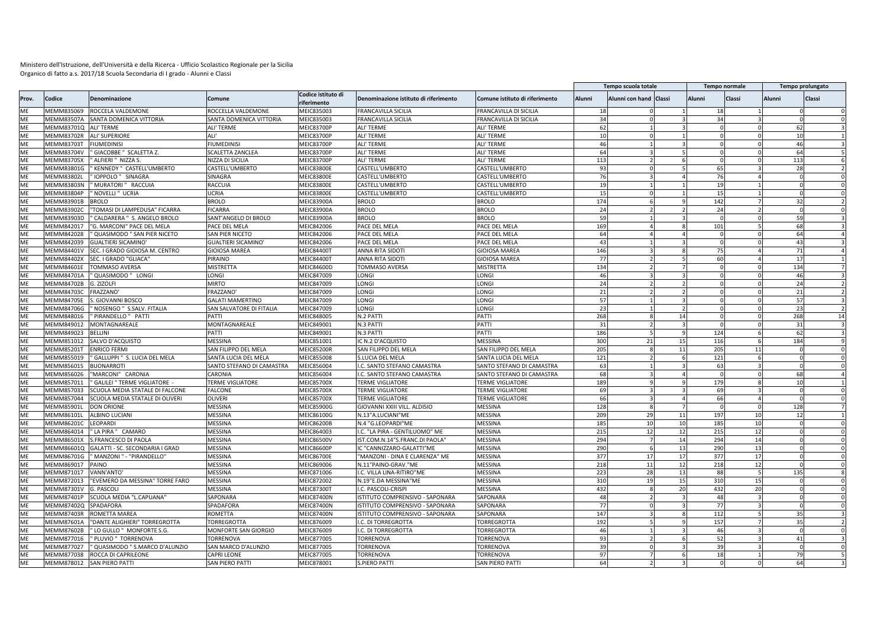Ministero dell'Istruzione, dell'Università e della Ricerca - Ufficio Scolastico Regionale per la Sicilia
Organico di fatto a.s. 2017/18 Scuola Secondaria di I grado - Alunni e Classi

| Prov. | Codice | Denominazione | Comune | Codice istituto di riferimento | Denominazione istituto di riferimento | Comune istituto di riferimento | Tempo scuola totale | | | Tempo normale | | Tempo prolungato | |
|---|---|---|---|---|---|---|---|---|---|---|---|---|---|
| | | | | | | | Alunni | Alunni con hand | Classi | Alunni | Classi | Alunni | Classi |
| ME | MEMM835069 | ROCCELLA VALDEMONE | ROCCELLA VALDEMONE | MEIC835003 | FRANCAVILLA SICILIA | FRANCAVILLA DI SICILIA | 18 | 0 | 1 | 18 | 1 | 0 | 0 |
| ME | MEMM83507A | SANTA DOMENICA VITTORIA | SANTA DOMENICA VITTORIA | MEIC835003 | FRANCAVILLA SICILIA | FRANCAVILLA DI SICILIA | 34 | 0 | 3 | 34 | 3 | 0 | 0 |
| ME | MEMM83701Q | ALI' TERME | ALI' TERME | MEIC83700P | ALI' TERME | ALI' TERME | 62 | 1 | 3 | 0 | 0 | 62 | 3 |
| ME | MEMM83702R | ALI' SUPERIORE | ALI' | MEIC83700P | ALI' TERME | ALI' TERME | 10 | 0 | 1 | 0 | 0 | 10 | 1 |
| ME | MEMM83703T | FIUMEDINISI | FIUMEDINISI | MEIC83700P | ALI' TERME | ALI' TERME | 46 | 1 | 3 | 0 | 0 | 46 | 3 |
| ME | MEMM83704V | " GIACOBBE " SCALETTA Z. | SCALETTA ZANCLEA | MEIC83700P | ALI' TERME | ALI' TERME | 64 | 3 | 5 | 0 | 0 | 64 | 5 |
| ME | MEMM83705X | " ALFIERI " NIZZA S. | NIZZA DI SICILIA | MEIC83700P | ALI' TERME | ALI' TERME | 113 | 2 | 6 | 0 | 0 | 113 | 6 |
| ME | MEMM83801G | " KENNEDY " CASTELL'UMBERTO | CASTELL'UMBERTO | MEIC83800E | CASTELL'UMBERTO | CASTELL'UMBERTO | 93 | 0 | 5 | 65 | 3 | 28 | 2 |
| ME | MEMM83802L | " IOPPOLO " SINAGRA | SINAGRA | MEIC83800E | CASTELL'UMBERTO | CASTELL'UMBERTO | 76 | 3 | 4 | 76 | 4 | 0 | 0 |
| ME | MEMM83803N | " MURATORI " RACCUIA | RACCUIA | MEIC83800E | CASTELL'UMBERTO | CASTELL'UMBERTO | 19 | 1 | 1 | 19 | 1 | 0 | 0 |
| ME | MEMM83804P | " NOVELLI " UCRIA | UCRIA | MEIC83800E | CASTELL'UMBERTO | CASTELL'UMBERTO | 15 | 0 | 1 | 15 | 1 | 0 | 0 |
| ME | MEMM83901B | BROLO | BROLO | MEIC83900A | BROLO | BROLO | 174 | 6 | 9 | 142 | 7 | 32 | 2 |
| ME | MEMM83902C | "TOMASI DI LAMPEDUSA" FICARRA | FICARRA | MEIC83900A | BROLO | BROLO | 24 | 2 | 2 | 24 | 2 | 0 | 0 |
| ME | MEMM83903D | " CALDARERA " S. ANGELO BROLO | SANT'ANGELO DI BROLO | MEIC83900A | BROLO | BROLO | 59 | 1 | 3 | 0 | 0 | 59 | 3 |
| ME | MEMM842017 | "G. MARCONI" PACE DEL MELA | PACE DEL MELA | MEIC842006 | PACE DEL MELA | PACE DEL MELA | 169 | 4 | 8 | 101 | 5 | 68 | 3 |
| ME | MEMM842028 | " QUASIMODO " SAN PIER NICETO | SAN PIER NICETO | MEIC842006 | PACE DEL MELA | PACE DEL MELA | 64 | 4 | 4 | 0 | 0 | 64 | 4 |
| ME | MEMM842039 | GUALTIERI SICAMINO' | GUALTIERI SICAMINO' | MEIC842006 | PACE DEL MELA | PACE DEL MELA | 43 | 1 | 3 | 0 | 0 | 43 | 3 |
| ME | MEMM84401V | SEC. I GRADO GIOIOSA M. CENTRO | GIOIOSA MAREA | MEIC84400T | ANNA RITA SIDOTI | GIOIOSA MAREA | 146 | 3 | 8 | 75 | 4 | 71 | 4 |
| ME | MEMM84402X | SEC. I GRADO "GLIACA" | PIRAINO | MEIC84400T | ANNA RITA SIDOTI | GIOIOSA MAREA | 77 | 2 | 5 | 60 | 4 | 17 | 1 |
| ME | MEMM84601E | TOMMASO AVERSA | MISTRETTA | MEIC84600D | TOMMASO AVERSA | MISTRETTA | 134 | 2 | 7 | 0 | 0 | 134 | 7 |
| ME | MEMM84701A | " QUASIMODO " LONGI | LONGI | MEIC847009 | LONGI | LONGI | 46 | 3 | 3 | 0 | 0 | 46 | 3 |
| ME | MEMM84702B | G. ZIZOLFI | MIRTO | MEIC847009 | LONGI | LONGI | 24 | 2 | 2 | 0 | 0 | 24 | 2 |
| ME | MEMM84703C | FRAZZANO' | FRAZZANO' | MEIC847009 | LONGI | LONGI | 21 | 2 | 2 | 0 | 0 | 21 | 2 |
| ME | MEMM84705E | S. GIOVANNI BOSCO | GALATI MAMERTINO | MEIC847009 | LONGI | LONGI | 57 | 1 | 3 | 0 | 0 | 57 | 3 |
| ME | MEMM84706G | " NOSENGO " S.SALV. FITALIA | SAN SALVATORE DI FITALIA | MEIC847009 | LONGI | LONGI | 23 | 1 | 2 | 0 | 0 | 23 | 2 |
| ME | MEMM848016 | " PIRANDELLO " PATTI | PATTI | MEIC848005 | N.2 PATTI | PATTI | 268 | 8 | 14 | 0 | 0 | 268 | 14 |
| ME | MEMM849012 | MONTAGNAREALE | MONTAGNAREALE | MEIC849001 | N.3 PATTI | PATTI | 31 | 2 | 3 | 0 | 0 | 31 | 3 |
| ME | MEMM849023 | BELLINI | PATTI | MEIC849001 | N.3 PATTI | PATTI | 186 | 5 | 9 | 124 | 6 | 62 | 3 |
| ME | MEMM851012 | SALVO D'ACQUISTO | MESSINA | MEIC851001 | IC N.2 D'ACQUISTO | MESSINA | 300 | 21 | 15 | 116 | 6 | 184 | 9 |
| ME | MEMM85201T | ENRICO FERMI | SAN FILIPPO DEL MELA | MEIC85200R | SAN FILIPPO DEL MELA | SAN FILIPPO DEL MELA | 205 | 8 | 11 | 205 | 11 | 0 | 0 |
| ME | MEMM855019 | " GALLUPPI " S. LUCIA DEL MELA | SANTA LUCIA DEL MELA | MEIC855008 | S.LUCIA DEL MELA | SANTA LUCIA DEL MELA | 121 | 2 | 6 | 121 | 6 | 0 | 0 |
| ME | MEMM856015 | BUONARROTI | SANTO STEFANO DI CAMASTRA | MEIC856004 | I.C. SANTO STEFANO CAMASTRA | SANTO STEFANO DI CAMASTRA | 63 | 1 | 3 | 63 | 3 | 0 | 0 |
| ME | MEMM856026 | "MARCONI" CARONIA | CARONIA | MEIC856004 | I.C. SANTO STEFANO CAMASTRA | SANTO STEFANO DI CAMASTRA | 68 | 3 | 4 | 0 | 0 | 68 | 4 |
| ME | MEMM857011 | " GALILEI " TERME VIGLIATORE - | TERME VIGLIATORE | MEIC85700X | TERME VIGLIATORE | TERME VIGLIATORE | 189 | 9 | 9 | 179 | 8 | 10 | 1 |
| ME | MEMM857033 | SCUOLA MEDIA STATALE DI FALCONE | FALCONE | MEIC85700X | TERME VIGLIATORE | TERME VIGLIATORE | 69 | 3 | 3 | 69 | 3 | 0 | 0 |
| ME | MEMM857044 | SCUOLA MEDIA STATALE DI OLIVERI | OLIVERI | MEIC85700X | TERME VIGLIATORE | TERME VIGLIATORE | 66 | 3 | 4 | 66 | 4 | 0 | 0 |
| ME | MEMM85901L | DON ORIONE | MESSINA | MEIC85900G | GIOVANNI XXIII VILL. ALDISIO | MESSINA | 128 | 8 | 7 | 0 | 0 | 128 | 7 |
| ME | MEMM86101L | ALBINO LUCIANI | MESSINA | MEIC86100G | N.13"A.LUCIANI"ME | MESSINA | 209 | 29 | 11 | 197 | 10 | 12 | 1 |
| ME | MEMM86201C | LEOPARDI | MESSINA | MEIC86200B | N.4 "G.LEOPARDI"ME | MESSINA | 185 | 10 | 10 | 185 | 10 | 0 | 0 |
| ME | MEMM864014 | " LA PIRA " CAMARO | MESSINA | MEIC864003 | I.C. "LA PIRA - GENTILUOMO" ME | MESSINA | 215 | 12 | 12 | 215 | 12 | 0 | 0 |
| ME | MEMM86501X | S.FRANCESCO DI PAOLA | MESSINA | MEIC86500V | IST.COM.N.14"S.FRANC.DI PAOLA" | MESSINA | 294 | 7 | 14 | 294 | 14 | 0 | 0 |
| ME | MEMM86601Q | GALATTI - SC. SECONDARIA I GRAD | MESSINA | MEIC86600P | IC "CANNIZZARO-GALATTI"ME | MESSINA | 290 | 6 | 13 | 290 | 13 | 0 | 0 |
| ME | MEMM86701G | " MANZONI " - "PIRANDELLO" | MESSINA | MEIC86700E | "MANZONI - DINA E CLARENZA" ME | MESSINA | 377 | 17 | 17 | 377 | 17 | 0 | 0 |
| ME | MEMM869017 | PAINO | MESSINA | MEIC869006 | N.11"PAINO-GRAV."ME | MESSINA | 218 | 11 | 12 | 218 | 12 | 0 | 0 |
| ME | MEMM871017 | VANN'ANTO' | MESSINA | MEIC871006 | I.C. VILLA LINA-RITIRO"ME | MESSINA | 223 | 28 | 13 | 88 | 5 | 135 | 8 |
| ME | MEMM872013 | "EVEMERO DA MESSINA" TORRE FARO | MESSINA | MEIC872002 | N.19"E.DA MESSINA"ME | MESSINA | 310 | 19 | 15 | 310 | 15 | 0 | 0 |
| ME | MEMM87301V | G. PASCOLI | MESSINA | MEIC87300T | I.C. PASCOLI-CRISPI | MESSINA | 432 | 8 | 20 | 432 | 20 | 0 | 0 |
| ME | MEMM87401P | SCUOLA MEDIA "L.CAPUANA" | SAPONARA | MEIC87400N | ISTITUTO COMPRENSIVO - SAPONARA | SAPONARA | 48 | 2 | 3 | 48 | 3 | 0 | 0 |
| ME | MEMM87402Q | SPADAFORA | SPADAFORA | MEIC87400N | ISTITUTO COMPRENSIVO - SAPONARA | SAPONARA | 77 | 0 | 3 | 77 | 3 | 0 | 0 |
| ME | MEMM87403R | ROMETTA MAREA | ROMETTA | MEIC87400N | ISTITUTO COMPRENSIVO - SAPONARA | SAPONARA | 147 | 3 | 8 | 112 | 5 | 35 | 3 |
| ME | MEMM87601A | "DANTE ALIGHIERI" TORREGROTTA | TORREGROTTA | MEIC876009 | I.C. DI TORREGROTTA | TORREGROTTA | 192 | 5 | 9 | 157 | 7 | 35 | 2 |
| ME | MEMM87602B | " LO GULLO " MONFORTE S.G. | MONFORTE SAN GIORGIO | MEIC876009 | I.C. DI TORREGROTTA | TORREGROTTA | 46 | 1 | 3 | 46 | 3 | 0 | 0 |
| ME | MEMM877016 | " PLUVIO " TORRENOVA | TORRENOVA | MEIC877005 | TORRENOVA | TORRENOVA | 93 | 2 | 6 | 52 | 3 | 41 | 3 |
| ME | MEMM877027 | " QUASIMODO " S.MARCO D'ALUNZIO | SAN MARCO D'ALUNZIO | MEIC877005 | TORRENOVA | TORRENOVA | 39 | 0 | 3 | 39 | 3 | 0 | 0 |
| ME | MEMM877038 | ROCCA DI CAPRILEONE | CAPRI LEONE | MEIC877005 | TORRENOVA | TORRENOVA | 97 | 7 | 6 | 18 | 1 | 79 | 5 |
| ME | MEMM878012 | SAN PIERO PATTI | SAN PIERO PATTI | MEIC878001 | S.PIERO PATTI | SAN PIERO PATTI | 64 | 2 | 3 | 0 | 0 | 64 | 3 |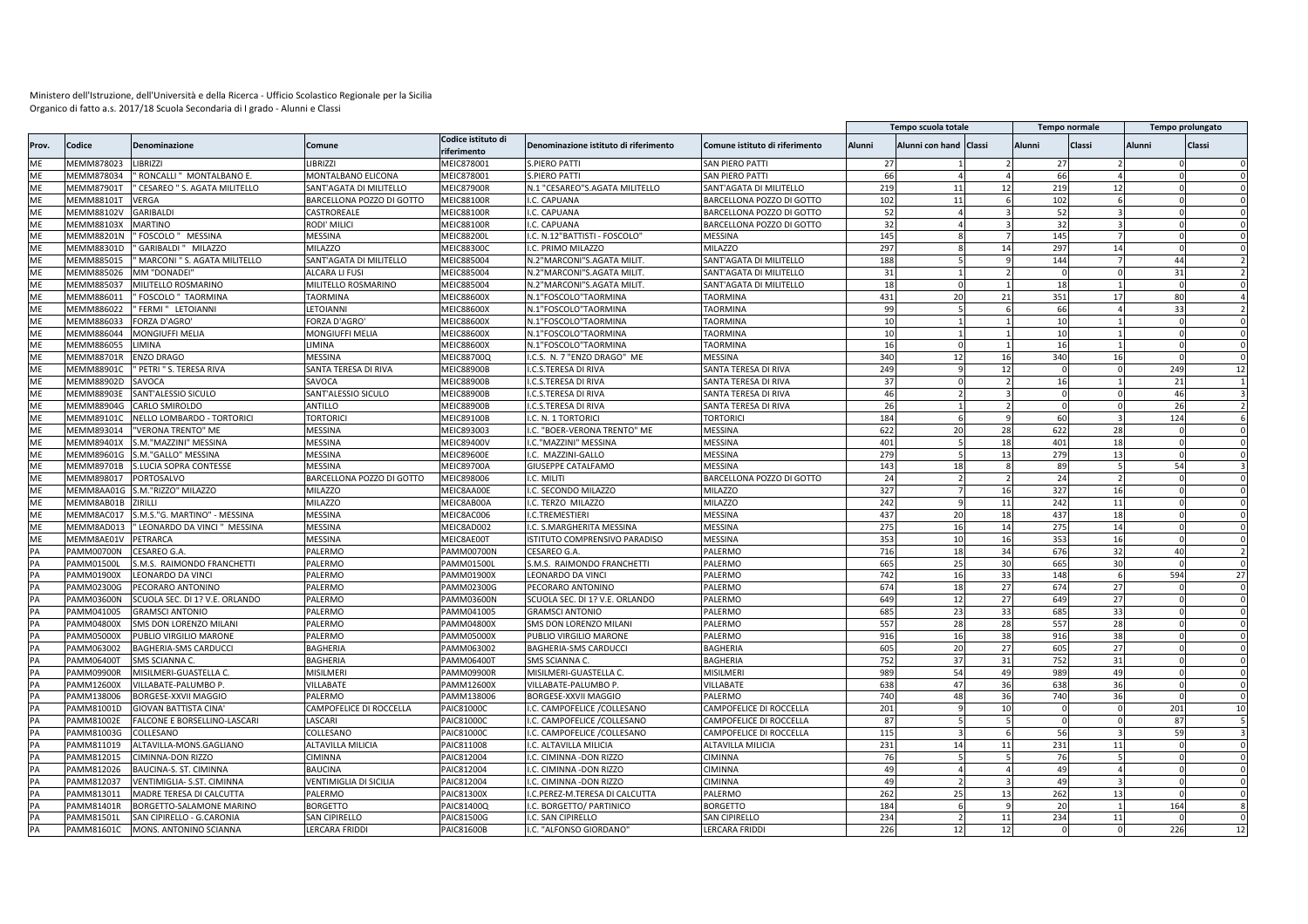Ministero dell'Istruzione, dell'Università e della Ricerca - Ufficio Scolastico Regionale per la Sicilia
Organico di fatto a.s. 2017/18 Scuola Secondaria di I grado - Alunni e Classi

| Prov. | Codice | Denominazione | Comune | Codice istituto di riferimento | Denominazione istituto di riferimento | Comune istituto di riferimento | Tempo scuola totale | | | Tempo normale | | Tempo prolungato | |
|---|---|---|---|---|---|---|---|---|---|---|---|---|---|
| | | | | | | | Alunni | Alunni con hand | Classi | Alunni | Classi | Alunni | Classi |
| ME | MEMM878023 | LIBRIZZI | LIBRIZZI | MEIC878001 | S.PIERO PATTI | SAN PIERO PATTI | 27 | 1 | 2 | 27 | 2 | 0 | 0 |
| ME | MEMM878034 | " RONCALLI " MONTALBANO E. | MONTALBANO ELICONA | MEIC878001 | S.PIERO PATTI | SAN PIERO PATTI | 66 | 4 | 4 | 66 | 4 | 0 | 0 |
| ME | MEMM87901T | " CESAREO " S. AGATA MILITELLO | SANT'AGATA DI MILITELLO | MEIC87900R | N.1 "CESAREO"S.AGATA MILITELLO | SANT'AGATA DI MILITELLO | 219 | 11 | 12 | 219 | 12 | 0 | 0 |
| ME | MEMM88101T | VERGA | BARCELLONA POZZO DI GOTTO | MEIC88100R | I.C. CAPUANA | BARCELLONA POZZO DI GOTTO | 102 | 11 | 6 | 102 | 6 | 0 | 0 |
| ME | MEMM88102V | GARIBALDI | CASTROREALE | MEIC88100R | I.C. CAPUANA | BARCELLONA POZZO DI GOTTO | 52 | 4 | 3 | 52 | 3 | 0 | 0 |
| ME | MEMM88103X | MARTINO | RODI' MILICI | MEIC88100R | I.C. CAPUANA | BARCELLONA POZZO DI GOTTO | 32 | 4 | 3 | 32 | 3 | 0 | 0 |
| ME | MEMM88201N | " FOSCOLO " MESSINA | MESSINA | MEIC88200L | I.C. N.12"BATTISTI - FOSCOLO" | MESSINA | 145 | 8 | 7 | 145 | 7 | 0 | 0 |
| ME | MEMM88301D | " GARIBALDI " MILAZZO | MILAZZO | MEIC88300C | I.C. PRIMO MILAZZO | MILAZZO | 297 | 8 | 14 | 297 | 14 | 0 | 0 |
| ME | MEMM885015 | " MARCONI " S. AGATA MILITELLO | SANT'AGATA DI MILITELLO | MEIC885004 | N.2"MARCONI"S.AGATA MILIT. | SANT'AGATA DI MILITELLO | 188 | 5 | 9 | 144 | 7 | 44 | 2 |
| ME | MEMM885026 | MM "DONADEI" | ALCARA LI FUSI | MEIC885004 | N.2"MARCONI"S.AGATA MILIT. | SANT'AGATA DI MILITELLO | 31 | 1 | 2 | 0 | 0 | 31 | 2 |
| ME | MEMM885037 | MILITELLO ROSMARINO | MILITELLO ROSMARINO | MEIC885004 | N.2"MARCONI"S.AGATA MILIT. | SANT'AGATA DI MILITELLO | 18 | 0 | 1 | 18 | 1 | 0 | 0 |
| ME | MEMM886011 | " FOSCOLO " TAORMINA | TAORMINA | MEIC88600X | N.1"FOSCOLO"TAORMINA | TAORMINA | 431 | 20 | 21 | 351 | 17 | 80 | 4 |
| ME | MEMM886022 | " FERMI " LETOIANNI | LETOIANNI | MEIC88600X | N.1"FOSCOLO"TAORMINA | TAORMINA | 99 | 5 | 6 | 66 | 4 | 33 | 2 |
| ME | MEMM886033 | FORZA D'AGRO' | FORZA D'AGRO' | MEIC88600X | N.1"FOSCOLO"TAORMINA | TAORMINA | 10 | 1 | 1 | 10 | 1 | 0 | 0 |
| ME | MEMM886044 | MONGIUFFI MELIA | MONGIUFFI MELIA | MEIC88600X | N.1"FOSCOLO"TAORMINA | TAORMINA | 10 | 1 | 1 | 10 | 1 | 0 | 0 |
| ME | MEMM886055 | LIMINA | LIMINA | MEIC88600X | N.1"FOSCOLO"TAORMINA | TAORMINA | 16 | 0 | 1 | 16 | 1 | 0 | 0 |
| ME | MEMM88701R | ENZO DRAGO | MESSINA | MEIC88700Q | I.C.S. N. 7 "ENZO DRAGO" ME | MESSINA | 340 | 12 | 16 | 340 | 16 | 0 | 0 |
| ME | MEMM88901C | " PETRI " S. TERESA RIVA | SANTA TERESA DI RIVA | MEIC88900B | I.C.S.TERESA DI RIVA | SANTA TERESA DI RIVA | 249 | 9 | 12 | 0 | 0 | 249 | 12 |
| ME | MEMM88902D | SAVOCA | SAVOCA | MEIC88900B | I.C.S.TERESA DI RIVA | SANTA TERESA DI RIVA | 37 | 0 | 2 | 16 | 1 | 21 | 1 |
| ME | MEMM88903E | SANT'ALESSIO SICULO | SANT'ALESSIO SICULO | MEIC88900B | I.C.S.TERESA DI RIVA | SANTA TERESA DI RIVA | 46 | 2 | 3 | 0 | 0 | 46 | 3 |
| ME | MEMM88904G | CARLO SMIROLDO | ANTILLO | MEIC88900B | I.C.S.TERESA DI RIVA | SANTA TERESA DI RIVA | 26 | 1 | 2 | 0 | 0 | 26 | 2 |
| ME | MEMM89101C | NELLO LOMBARDO - TORTORICI | TORTORICI | MEIC89100B | I.C. N. 1 TORTORICI | TORTORICI | 184 | 6 | 9 | 60 | 3 | 124 | 6 |
| ME | MEMM893014 | "VERONA TRENTO" ME | MESSINA | MEIC893003 | I.C. "BOER-VERONA TRENTO" ME | MESSINA | 622 | 20 | 28 | 622 | 28 | 0 | 0 |
| ME | MEMM89401X | S.M."MAZZINI" MESSINA | MESSINA | MEIC89400V | I.C."MAZZINI" MESSINA | MESSINA | 401 | 5 | 18 | 401 | 18 | 0 | 0 |
| ME | MEMM89601G | S.M."GALLO" MESSINA | MESSINA | MEIC89600E | I.C. MAZZINI-GALLO | MESSINA | 279 | 5 | 13 | 279 | 13 | 0 | 0 |
| ME | MEMM89701B | S.LUCIA SOPRA CONTESSE | MESSINA | MEIC89700A | GIUSEPPE CATALFAMO | MESSINA | 143 | 18 | 8 | 89 | 5 | 54 | 3 |
| ME | MEMM898017 | PORTOSALVO | BARCELLONA POZZO DI GOTTO | MEIC898006 | I.C. MILITI | BARCELLONA POZZO DI GOTTO | 24 | 2 | 2 | 24 | 2 | 0 | 0 |
| ME | MEMM8AA01G | S.M."RIZZO" MILAZZO | MILAZZO | MEIC8AA00E | I.C. SECONDO MILAZZO | MILAZZO | 327 | 7 | 16 | 327 | 16 | 0 | 0 |
| ME | MEMM8AB01B | ZIRILLI | MILAZZO | MEIC8AB00A | I.C. TERZO MILAZZO | MILAZZO | 242 | 9 | 11 | 242 | 11 | 0 | 0 |
| ME | MEMM8AC017 | S.M.S."G. MARTINO" - MESSINA | MESSINA | MEIC8AC006 | I.C.TREMESTIERI | MESSINA | 437 | 20 | 18 | 437 | 18 | 0 | 0 |
| ME | MEMM8AD013 | " LEONARDO DA VINCI " MESSINA | MESSINA | MEIC8AD002 | I.C. S.MARGHERITA MESSINA | MESSINA | 275 | 16 | 14 | 275 | 14 | 0 | 0 |
| ME | MEMM8AE01V | PETRARCA | MESSINA | MEIC8AE00T | ISTITUTO COMPRENSIVO PARADISO | MESSINA | 353 | 10 | 16 | 353 | 16 | 0 | 0 |
| PA | PAMM00700N | CESAREO G.A. | PALERMO | PAMM00700N | CESAREO G.A. | PALERMO | 716 | 18 | 34 | 676 | 32 | 40 | 2 |
| PA | PAMM01500L | S.M.S. RAIMONDO FRANCHETTI | PALERMO | PAMM01500L | S.M.S. RAIMONDO FRANCHETTI | PALERMO | 665 | 25 | 30 | 665 | 30 | 0 | 0 |
| PA | PAMM01900X | LEONARDO DA VINCI | PALERMO | PAMM01900X | LEONARDO DA VINCI | PALERMO | 742 | 16 | 33 | 148 | 6 | 594 | 27 |
| PA | PAMM02300G | PECORARO ANTONINO | PALERMO | PAMM02300G | PECORARO ANTONINO | PALERMO | 674 | 18 | 27 | 674 | 27 | 0 | 0 |
| PA | PAMM03600N | SCUOLA SEC. DI 1? V.E. ORLANDO | PALERMO | PAMM03600N | SCUOLA SEC. DI 1? V.E. ORLANDO | PALERMO | 649 | 12 | 27 | 649 | 27 | 0 | 0 |
| PA | PAMM041005 | GRAMSCI ANTONIO | PALERMO | PAMM041005 | GRAMSCI ANTONIO | PALERMO | 685 | 23 | 33 | 685 | 33 | 0 | 0 |
| PA | PAMM04800X | SMS DON LORENZO MILANI | PALERMO | PAMM04800X | SMS DON LORENZO MILANI | PALERMO | 557 | 28 | 28 | 557 | 28 | 0 | 0 |
| PA | PAMM05000X | PUBLIO VIRGILIO MARONE | PALERMO | PAMM05000X | PUBLIO VIRGILIO MARONE | PALERMO | 916 | 16 | 38 | 916 | 38 | 0 | 0 |
| PA | PAMM063002 | BAGHERIA-SMS CARDUCCI | BAGHERIA | PAMM063002 | BAGHERIA-SMS CARDUCCI | BAGHERIA | 605 | 20 | 27 | 605 | 27 | 0 | 0 |
| PA | PAMM06400T | SMS SCIANNA C. | BAGHERIA | PAMM06400T | SMS SCIANNA C. | BAGHERIA | 752 | 37 | 31 | 752 | 31 | 0 | 0 |
| PA | PAMM09900R | MISILMERI-GUASTELLA C. | MISILMERI | PAMM09900R | MISILMERI-GUASTELLA C. | MISILMERI | 989 | 54 | 49 | 989 | 49 | 0 | 0 |
| PA | PAMM12600X | VILLABATE-PALUMBO P. | VILLABATE | PAMM12600X | VILLABATE-PALUMBO P. | VILLABATE | 638 | 47 | 36 | 638 | 36 | 0 | 0 |
| PA | PAMM138006 | BORGESE-XXVII MAGGIO | PALERMO | PAMM138006 | BORGESE-XXVII MAGGIO | PALERMO | 740 | 48 | 36 | 740 | 36 | 0 | 0 |
| PA | PAMM81001D | GIOVAN BATTISTA CINA' | CAMPOFELICE DI ROCCELLA | PAIC81000C | I.C. CAMPOFELICE /COLLESANO | CAMPOFELICE DI ROCCELLA | 201 | 9 | 10 | 0 | 0 | 201 | 10 |
| PA | PAMM81002E | FALCONE E BORSELLINO-LASCARI | LASCARI | PAIC81000C | I.C. CAMPOFELICE /COLLESANO | CAMPOFELICE DI ROCCELLA | 87 | 5 | 5 | 0 | 0 | 87 | 5 |
| PA | PAMM81003G | COLLESANO | COLLESANO | PAIC81000C | I.C. CAMPOFELICE /COLLESANO | CAMPOFELICE DI ROCCELLA | 115 | 3 | 6 | 56 | 3 | 59 | 3 |
| PA | PAMM811019 | ALTAVILLA-MONS.GAGLIANO | ALTAVILLA MILICIA | PAIC811008 | I.C. ALTAVILLA MILICIA | ALTAVILLA MILICIA | 231 | 14 | 11 | 231 | 11 | 0 | 0 |
| PA | PAMM812015 | CIMINNA-DON RIZZO | CIMINNA | PAIC812004 | I.C. CIMINNA -DON RIZZO | CIMINNA | 76 | 5 | 5 | 76 | 5 | 0 | 0 |
| PA | PAMM812026 | BAUCINA-S. ST. CIMINNA | BAUCINA | PAIC812004 | I.C. CIMINNA -DON RIZZO | CIMINNA | 49 | 4 | 4 | 49 | 4 | 0 | 0 |
| PA | PAMM812037 | VENTIMIGLIA- S.ST. CIMINNA | VENTIMIGLIA DI SICILIA | PAIC812004 | I.C. CIMINNA -DON RIZZO | CIMINNA | 49 | 2 | 3 | 49 | 3 | 0 | 0 |
| PA | PAMM813011 | MADRE TERESA DI CALCUTTA | PALERMO | PAIC81300X | I.C.PEREZ-M.TERESA DI CALCUTTA | PALERMO | 262 | 25 | 13 | 262 | 13 | 0 | 0 |
| PA | PAMM81401R | BORGETTO-SALAMONE MARINO | BORGETTO | PAIC81400Q | I.C. BORGETTO/ PARTINICO | BORGETTO | 184 | 6 | 9 | 20 | 1 | 164 | 8 |
| PA | PAMM81501L | SAN CIPIRELLO - G.CARONIA | SAN CIPIRELLO | PAIC81500G | I.C. SAN CIPIRELLO | SAN CIPIRELLO | 234 | 2 | 11 | 234 | 11 | 0 | 0 |
| PA | PAMM81601C | MONS. ANTONINO SCIANNA | LERCARA FRIDDI | PAIC81600B | I.C. "ALFONSO GIORDANO" | LERCARA FRIDDI | 226 | 12 | 12 | 0 | 0 | 226 | 12 |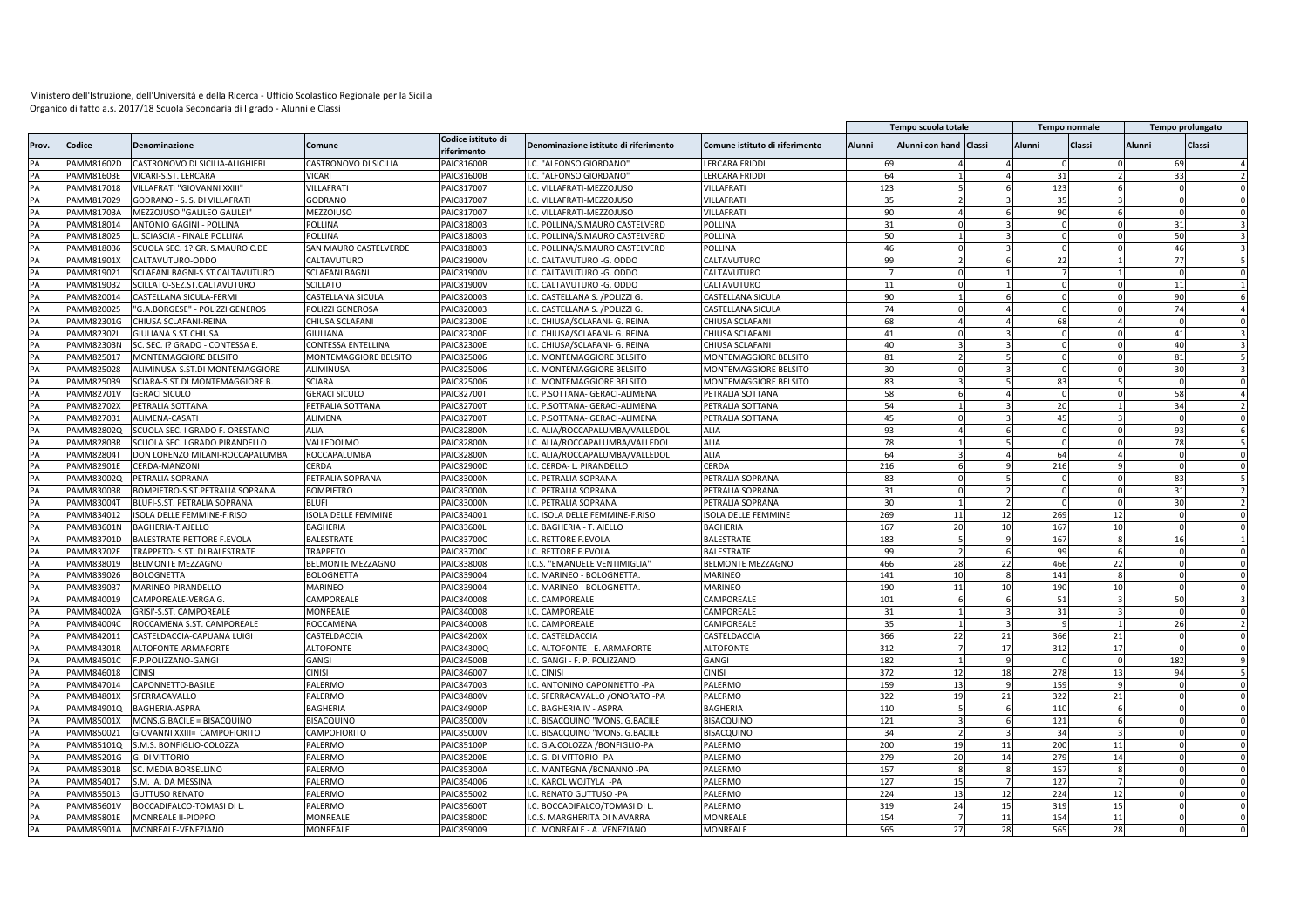Ministero dell'Istruzione, dell'Università e della Ricerca - Ufficio Scolastico Regionale per la Sicilia
Organico di fatto a.s. 2017/18 Scuola Secondaria di I grado - Alunni e Classi

| Prov. | Codice | Denominazione | Comune | Codice istituto di riferimento | Denominazione istituto di riferimento | Comune istituto di riferimento | Tempo scuola totale | | | Tempo normale | | Tempo prolungato | |
|---|---|---|---|---|---|---|---|---|---|---|---|---|---|
| | | | | | | | Alunni | Alunni con hand | Classi | Alunni | Classi | Alunni | Classi |
| PA | PAMM81602D | CASTRONOVO DI SICILIA-ALIGHIERI | CASTRONOVO DI SICILIA | PAIC81600B | I.C. "ALFONSO GIORDANO" | LERCARA FRIDDI | 69 | 4 | 4 | 0 | 0 | 69 | 4 |
| PA | PAMM81603E | VICARI-S.ST. LERCARA | VICARI | PAIC81600B | I.C. "ALFONSO GIORDANO" | LERCARA FRIDDI | 64 | 1 | 4 | 31 | 2 | 33 | 2 |
| PA | PAMM817018 | VILLAFRATI "GIOVANNI XXIII" | VILLAFRATI | PAIC817007 | I.C. VILLAFRATI-MEZZOJUSO | VILLAFRATI | 123 | 5 | 6 | 123 | 6 | 0 | 0 |
| PA | PAMM817029 | GODRANO - S. S. DI VILLAFRATI | GODRANO | PAIC817007 | I.C. VILLAFRATI-MEZZOJUSO | VILLAFRATI | 35 | 2 | 3 | 35 | 3 | 0 | 0 |
| PA | PAMM81703A | MEZZOJUSO "GALILEO GALILEI" | MEZZOIUSO | PAIC817007 | I.C. VILLAFRATI-MEZZOJUSO | VILLAFRATI | 90 | 4 | 6 | 90 | 6 | 0 | 0 |
| PA | PAMM818014 | ANTONIO GAGINI - POLLINA | POLLINA | PAIC818003 | I.C. POLLINA/S.MAURO CASTELVERD | POLLINA | 31 | 0 | 3 | 0 | 0 | 31 | 3 |
| PA | PAMM818025 | L. SCIASCIA - FINALE POLLINA | POLLINA | PAIC818003 | I.C. POLLINA/S.MAURO CASTELVERD | POLLINA | 50 | 1 | 3 | 0 | 0 | 50 | 3 |
| PA | PAMM818036 | SCUOLA SEC. 1? GR. S.MAURO C.DE | SAN MAURO CASTELVERDE | PAIC818003 | I.C. POLLINA/S.MAURO CASTELVERD | POLLINA | 46 | 0 | 3 | 0 | 0 | 46 | 3 |
| PA | PAMM81901X | CALTAVUTURO-ODDO | CALTAVUTURO | PAIC81900V | I.C. CALTAVUTURO -G. ODDO | CALTAVUTURO | 99 | 2 | 6 | 22 | 1 | 77 | 5 |
| PA | PAMM819021 | SCLAFANI BAGNI-S.ST.CALTAVUTURO | SCLAFANI BAGNI | PAIC81900V | I.C. CALTAVUTURO -G. ODDO | CALTAVUTURO | 7 | 0 | 1 | 7 | 1 | 0 | 0 |
| PA | PAMM819032 | SCILLATO-SEZ.ST.CALTAVUTURO | SCILLATO | PAIC81900V | I.C. CALTAVUTURO -G. ODDO | CALTAVUTURO | 11 | 0 | 1 | 0 | 0 | 11 | 1 |
| PA | PAMM820014 | CASTELLANA SICULA-FERMI | CASTELLANA SICULA | PAIC820003 | I.C. CASTELLANA S. /POLIZZI G. | CASTELLANA SICULA | 90 | 1 | 6 | 0 | 0 | 90 | 6 |
| PA | PAMM820025 | "G.A.BORGESE" - POLIZZI GENEROS | POLIZZI GENEROSA | PAIC820003 | I.C. CASTELLANA S. /POLIZZI G. | CASTELLANA SICULA | 74 | 0 | 4 | 0 | 0 | 74 | 4 |
| PA | PAMM82301G | CHIUSA SCLAFANI-REINA | CHIUSA SCLAFANI | PAIC82300E | I.C. CHIUSA/SCLAFANI- G. REINA | CHIUSA SCLAFANI | 68 | 4 | 4 | 68 | 4 | 0 | 0 |
| PA | PAMM82302L | GIULIANA S.ST.CHIUSA | GIULIANA | PAIC82300E | I.C. CHIUSA/SCLAFANI- G. REINA | CHIUSA SCLAFANI | 41 | 0 | 3 | 0 | 0 | 41 | 3 |
| PA | PAMM82303N | SC. SEC. I? GRADO - CONTESSA E. | CONTESSA ENTELLINA | PAIC82300E | I.C. CHIUSA/SCLAFANI- G. REINA | CHIUSA SCLAFANI | 40 | 3 | 3 | 0 | 0 | 40 | 3 |
| PA | PAMM825017 | MONTEMAGGIORE BELSITO | MONTEMAGGIORE BELSITO | PAIC825006 | I.C. MONTEMAGGIORE BELSITO | MONTEMAGGIORE BELSITO | 81 | 2 | 5 | 0 | 0 | 81 | 5 |
| PA | PAMM825028 | ALIMINUSA-S.ST.DI MONTEMAGGIORE | ALIMINUSA | PAIC825006 | I.C. MONTEMAGGIORE BELSITO | MONTEMAGGIORE BELSITO | 30 | 0 | 3 | 0 | 0 | 30 | 3 |
| PA | PAMM825039 | SCIARA-S.ST.DI MONTEMAGGIORE B. | SCIARA | PAIC825006 | I.C. MONTEMAGGIORE BELSITO | MONTEMAGGIORE BELSITO | 83 | 3 | 5 | 83 | 5 | 0 | 0 |
| PA | PAMM82701V | GERACI SICULO | GERACI SICULO | PAIC82700T | I.C. P.SOTTANA- GERACI-ALIMENA | PETRALIA SOTTANA | 58 | 6 | 4 | 0 | 0 | 58 | 4 |
| PA | PAMM82702X | PETRALIA SOTTANA | PETRALIA SOTTANA | PAIC82700T | I.C. P.SOTTANA- GERACI-ALIMENA | PETRALIA SOTTANA | 54 | 1 | 3 | 20 | 1 | 34 | 2 |
| PA | PAMM827031 | ALIMENA-CASATI | ALIMENA | PAIC82700T | I.C. P.SOTTANA- GERACI-ALIMENA | PETRALIA SOTTANA | 45 | 0 | 3 | 45 | 3 | 0 | 0 |
| PA | PAMM82802Q | SCUOLA SEC. I GRADO F. ORESTANO | ALIA | PAIC82800N | I.C. ALIA/ROCCAPALUMBA/VALLEDOL | ALIA | 93 | 4 | 6 | 0 | 0 | 93 | 6 |
| PA | PAMM82803R | SCUOLA SEC. I GRADO PIRANDELLO | VALLEDOLMO | PAIC82800N | I.C. ALIA/ROCCAPALUMBA/VALLEDOL | ALIA | 78 | 1 | 5 | 0 | 0 | 78 | 5 |
| PA | PAMM82804T | DON LORENZO MILANI-ROCCAPALUMBA | ROCCAPALUMBA | PAIC82800N | I.C. ALIA/ROCCAPALUMBA/VALLEDOL | ALIA | 64 | 3 | 4 | 64 | 4 | 0 | 0 |
| PA | PAMM82901E | CERDA-MANZONI | CERDA | PAIC82900D | I.C. CERDA- L. PIRANDELLO | CERDA | 216 | 6 | 9 | 216 | 9 | 0 | 0 |
| PA | PAMM83002Q | PETRALIA SOPRANA | PETRALIA SOPRANA | PAIC83000N | I.C. PETRALIA SOPRANA | PETRALIA SOPRANA | 83 | 0 | 5 | 0 | 0 | 83 | 5 |
| PA | PAMM83003R | BOMPIETRO-S.ST.PETRALIA SOPRANA | BOMPIETRO | PAIC83000N | I.C. PETRALIA SOPRANA | PETRALIA SOPRANA | 31 | 0 | 2 | 0 | 0 | 31 | 2 |
| PA | PAMM83004T | BLUFI-S.ST. PETRALIA SOPRANA | BLUFI | PAIC83000N | I.C. PETRALIA SOPRANA | PETRALIA SOPRANA | 30 | 1 | 2 | 0 | 0 | 30 | 2 |
| PA | PAMM834012 | ISOLA DELLE FEMMINE-F.RISO | ISOLA DELLE FEMMINE | PAIC834001 | I.C. ISOLA DELLE FEMMINE-F.RISO | ISOLA DELLE FEMMINE | 269 | 11 | 12 | 269 | 12 | 0 | 0 |
| PA | PAMM83601N | BAGHERIA-T.AJELLO | BAGHERIA | PAIC83600L | I.C. BAGHERIA - T. AIELLO | BAGHERIA | 167 | 20 | 10 | 167 | 10 | 0 | 0 |
| PA | PAMM83701D | BALESTRATE-RETTORE F.EVOLA | BALESTRATE | PAIC83700C | I.C. RETTORE F.EVOLA | BALESTRATE | 183 | 5 | 9 | 167 | 8 | 16 | 1 |
| PA | PAMM83702E | TRAPPETO- S.ST. DI BALESTRATE | TRAPPETO | PAIC83700C | I.C. RETTORE F.EVOLA | BALESTRATE | 99 | 2 | 6 | 99 | 6 | 0 | 0 |
| PA | PAMM838019 | BELMONTE MEZZAGNO | BELMONTE MEZZAGNO | PAIC838008 | I.C.S. "EMANUELE VENTIMIGLIA" | BELMONTE MEZZAGNO | 466 | 28 | 22 | 466 | 22 | 0 | 0 |
| PA | PAMM839026 | BOLOGNETTA | BOLOGNETTA | PAIC839004 | I.C. MARINEO - BOLOGNETTA. | MARINEO | 141 | 10 | 8 | 141 | 8 | 0 | 0 |
| PA | PAMM839037 | MARINEO-PIRANDELLO | MARINEO | PAIC839004 | I.C. MARINEO - BOLOGNETTA. | MARINEO | 190 | 11 | 10 | 190 | 10 | 0 | 0 |
| PA | PAMM840019 | CAMPOREALE-VERGA G. | CAMPOREALE | PAIC840008 | I.C. CAMPOREALE | CAMPOREALE | 101 | 6 | 6 | 51 | 3 | 50 | 3 |
| PA | PAMM84002A | GRISI'-S.ST. CAMPOREALE | MONREALE | PAIC840008 | I.C. CAMPOREALE | CAMPOREALE | 31 | 1 | 3 | 31 | 3 | 0 | 0 |
| PA | PAMM84004C | ROCCAMENA S.ST. CAMPOREALE | ROCCAMENA | PAIC840008 | I.C. CAMPOREALE | CAMPOREALE | 35 | 1 | 3 | 9 | 1 | 26 | 2 |
| PA | PAMM842011 | CASTELDACCIA-CAPUANA LUIGI | CASTELDACCIA | PAIC84200X | I.C. CASTELDACCIA | CASTELDACCIA | 366 | 22 | 21 | 366 | 21 | 0 | 0 |
| PA | PAMM84301R | ALTOFONTE-ARMAFORTE | ALTOFONTE | PAIC84300Q | I.C. ALTOFONTE - E. ARMAFORTE | ALTOFONTE | 312 | 7 | 17 | 312 | 17 | 0 | 0 |
| PA | PAMM84501C | F.P.POLIZZANO-GANGI | GANGI | PAIC84500B | I.C. GANGI - F. P. POLIZZANO | GANGI | 182 | 1 | 9 | 0 | 0 | 182 | 9 |
| PA | PAMM846018 | CINISI | CINISI | PAIC846007 | I.C. CINISI | CINISI | 372 | 12 | 18 | 278 | 13 | 94 | 5 |
| PA | PAMM847014 | CAPONNETTO-BASILE | PALERMO | PAIC847003 | I.C. ANTONINO CAPONNETTO -PA | PALERMO | 159 | 13 | 9 | 159 | 9 | 0 | 0 |
| PA | PAMM84801X | SFERRACAVALLO | PALERMO | PAIC84800V | I.C. SFERRACAVALLO /ONORATO -PA | PALERMO | 322 | 19 | 21 | 322 | 21 | 0 | 0 |
| PA | PAMM84901Q | BAGHERIA-ASPRA | BAGHERIA | PAIC84900P | I.C. BAGHERIA IV - ASPRA | BAGHERIA | 110 | 6 | 6 | 110 | 6 | 0 | 0 |
| PA | PAMM85001X | MONS.G.BACILE = BISACQUINO | BISACQUINO | PAIC85000V | I.C. BISACQUINO "MONS. G.BACILE | BISACQUINO | 121 | 3 | 6 | 121 | 6 | 0 | 0 |
| PA | PAMM850021 | GIOVANNI XXIII= CAMPOFIORITO | CAMPOFIORITO | PAIC85000V | I.C. BISACQUINO "MONS. G.BACILE | BISACQUINO | 34 | 2 | 3 | 34 | 3 | 0 | 0 |
| PA | PAMM85101Q | S.M.S. BONFIGLIO-COLOZZA | PALERMO | PAIC85100P | I.C. G.A.COLOZZA /BONFIGLIO-PA | PALERMO | 200 | 19 | 11 | 200 | 11 | 0 | 0 |
| PA | PAMM85201G | G. DI VITTORIO | PALERMO | PAIC85200E | I.C. G. DI VITTORIO -PA | PALERMO | 279 | 20 | 14 | 279 | 14 | 0 | 0 |
| PA | PAMM85301B | SC. MEDIA BORSELLINO | PALERMO | PAIC85300A | I.C. MANTEGNA /BONANNO -PA | PALERMO | 157 | 8 | 8 | 157 | 8 | 0 | 0 |
| PA | PAMM854017 | S.M. A. DA MESSINA | PALERMO | PAIC854006 | I.C. KAROL WOJTYLA -PA | PALERMO | 127 | 15 | 7 | 127 | 7 | 0 | 0 |
| PA | PAMM855013 | GUTTUSO RENATO | PALERMO | PAIC855002 | I.C. RENATO GUTTUSO -PA | PALERMO | 224 | 13 | 12 | 224 | 12 | 0 | 0 |
| PA | PAMM85601V | BOCCADIFALCO-TOMASI DI L. | PALERMO | PAIC85600T | I.C. BOCCADIFALCO/TOMASI DI L. | PALERMO | 319 | 24 | 15 | 319 | 15 | 0 | 0 |
| PA | PAMM85801E | MONREALE II-PIOPPO | MONREALE | PAIC85800D | I.C.S. MARGHERITA DI NAVARRA | MONREALE | 154 | 7 | 11 | 154 | 11 | 0 | 0 |
| PA | PAMM85901A | MONREALE-VENEZIANO | MONREALE | PAIC859009 | I.C. MONREALE - A. VENEZIANO | MONREALE | 565 | 27 | 28 | 565 | 28 | 0 | 0 |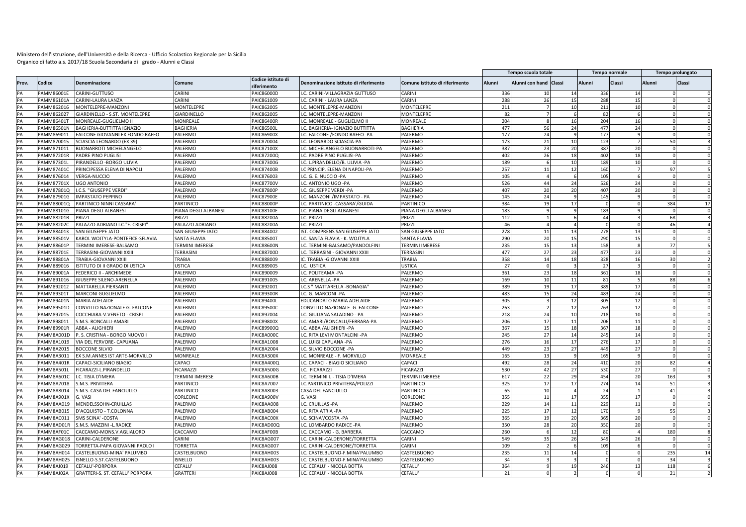Ministero dell'Istruzione, dell'Università e della Ricerca - Ufficio Scolastico Regionale per la Sicilia
Organico di fatto a.s. 2017/18 Scuola Secondaria di I grado - Alunni e Classi

| Prov. | Codice | Denominazione | Comune | Codice istituto di riferimento | Denominazione istituto di riferimento | Comune istituto di riferimento | Tempo scuola totale | | | Tempo normale | | Tempo prolungato | |
|---|---|---|---|---|---|---|---|---|---|---|---|---|---|
| | | | | | | | Alunni | Alunni con hand | Classi | Alunni | Classi | Alunni | Classi |
| PA | PAMM86001E | CARINI-GUTTUSO | CARINI | PAIC86000D | I.C. CARINI-VILLAGRAZIA GUTTUSO | CARINI | 336 | 10 | 14 | 336 | 14 | 0 | 0 |
| PA | PAMM86101A | CARINI-LAURA LANZA | CARINI | PAIC861009 | I.C. CARINI - LAURA LANZA | CARINI | 288 | 26 | 15 | 288 | 15 | 0 | 0 |
| PA | PAMM862016 | MONTELEPRE-MANZONI | MONTELEPRE | PAIC862005 | I.C. MONTELEPRE-MANZONI | MONTELEPRE | 211 | 7 | 10 | 211 | 10 | 0 | 0 |
| PA | PAMM862027 | GIARDINELLO - S.ST. MONTELEPRE | GIARDINELLO | PAIC862005 | I.C. MONTELEPRE-MANZONI | MONTELEPRE | 82 | 7 | 6 | 82 | 6 | 0 | 0 |
| PA | PAMM86401T | MONREALE-GUGLIELMO II | MONREALE | PAIC86400R | I.C. MONREALE - GUGLIELMO II | MONREALE | 204 | 8 | 16 | 204 | 16 | 0 | 0 |
| PA | PAMM86501N | BAGHERIA-BUTTITTA IGNAZIO | BAGHERIA | PAIC86500L | I.C. BAGHERIA- IGNAZIO BUTTITTA | BAGHERIA | 477 | 56 | 24 | 477 | 24 | 0 | 0 |
| PA | PAMM869011 | FALCONE GIOVANNI EX FONDO RAFFO | PALERMO | PAIC86900X | I.C. FALCONE /FONDO RAFFO -PA | PALERMO | 177 | 24 | 9 | 177 | 9 | 0 | 0 |
| PA | PAMM870015 | SCIASCIA LEONARDO (EX 39) | PALERMO | PAIC870004 | I.C. LEONARDO SCIASCIA-PA | PALERMO | 173 | 21 | 10 | 123 | 7 | 50 | 3 |
| PA | PAMM871011 | BUONARROTI MICHELANGELO | PALERMO | PAIC87100X | I.C. MICHELANGELO BUONARROTI-PA | PALERMO | 387 | 23 | 20 | 387 | 20 | 0 | 0 |
| PA | PAMM87201R | PADRE PINO PUGLISI | PALERMO | PAIC87200Q | I.C. PADRE PINO PUGLISI-PA | PALERMO | 402 | 26 | 18 | 402 | 18 | 0 | 0 |
| PA | PAMM87301L | PIRANDELLO -BORGO ULIVIA | PALERMO | PAIC87300G | I.C. L.PIRANDELLO/B. ULIVIA -PA | PALERMO | 189 | 6 | 10 | 189 | 10 | 0 | 0 |
| PA | PAMM87401C | PRINCIPESSA ELENA DI NAPOLI | PALERMO | PAIC87400B | I.C PRINCIP. ELENA DI NAPOLI-PA | PALERMO | 257 | 11 | 12 | 160 | 7 | 97 | 5 |
| PA | PAMM876014 | VERGA-NUCCIO | PALERMO | PAIC876003 | I.C. G. E. NUCCIO -PA | PALERMO | 105 | 4 | 6 | 105 | 6 | 0 | 0 |
| PA | PAMM87701X | UGO ANTONIO | PALERMO | PAIC87700V | I.C. ANTONIO UGO -PA | PALERMO | 526 | 44 | 24 | 526 | 24 | 0 | 0 |
| PA | PAMM87801Q | I.C.S. "GIUSEPPE VERDI" | PALERMO | PAIC87800P | I.C. GIUSEPPE VERDI -PA | PALERMO | 407 | 20 | 20 | 407 | 20 | 0 | 0 |
| PA | PAMM87901G | IMPASTATO PEPPINO | PALERMO | PAIC87900E | I.C. MANZONI /IMPASTATO - PA | PALERMO | 145 | 24 | 9 | 145 | 9 | 0 | 0 |
| PA | PAMM88001Q | PARTINICO NINNI CASSARA' | PARTINICO | PAIC88000P | I.C. PARTINICO -CASSARA'/GUIDA | PARTINICO | 384 | 19 | 17 | 0 | 0 | 384 | 17 |
| PA | PAMM88101G | PIANA DEGLI ALBANESI | PIANA DEGLI ALBANESI | PAIC88100E | I.C. PIANA DEGLI ALBANESI | PIANA DEGLI ALBANESI | 183 | 9 | 9 | 183 | 9 | 0 | 0 |
| PA | PAMM88201B | PRIZZI | PRIZZI | PAIC88200A | I.C. PRIZZI | PRIZZI | 112 | 1 | 6 | 44 | 3 | 68 | 3 |
| PA | PAMM88202C | PALAZZO ADRIANO I.C."F. CRISPI" | PALAZZO ADRIANO | PAIC88200A | I.C. PRIZZI | PRIZZI | 46 | 4 | 4 | 0 | 0 | 46 | 4 |
| PA | PAMM884013 | SAN GIUSEPPE JATO | SAN GIUSEPPE JATO | PAIC884002 | IST. COMPRENS SAN GIUSEPPE JATO | SAN GIUSEPPE JATO | 278 | 11 | 13 | 278 | 13 | 0 | 0 |
| PA | PAMM88501V | KAROL WOJTYLA-PONTEFICE-SFLAVIA | SANTA FLAVIA | PAIC88500T | I.C. SANTA FLAVIA - K. WOJTYLA | SANTA FLAVIA | 290 | 20 | 15 | 290 | 15 | 0 | 0 |
| PA | PAMM88601P | TERMINI IMERESE-BALSAMO | TERMINI IMERESE | PAIC88600N | I.C. TERMINI-BALSAMO/PANDOLFINI | TERMINI IMERESE | 235 | 15 | 13 | 158 | 8 | 77 | 5 |
| PA | PAMM88701E | TERRASINI-GIOVANNI XXIII | TERRASINI | PAIC88700D | I.C. TERRASINI - GIOVANNI XXIII | TERRASINI | 477 | 27 | 23 | 477 | 23 | 0 | 0 |
| PA | PAMM88801A | TRABIA-GIOVANNI XXIII | TRABIA | PAIC888009 | IC. TRABIA -GIOVANNI XXIII | TRABIA | 358 | 14 | 18 | 328 | 16 | 30 | 2 |
| PA | PAMM889016 | ISTITUTO DI II GRADO DI USTICA | USTICA | PAIC889005 | I.C. USTICA | USTICA | 27 | 0 | 3 | 27 | 3 | 0 | 0 |
| PA | PAMM89001A | FEDERICO II - ARCHIMEDE | PALERMO | PAIC890009 | I.C. POLITEAMA -PA | PALERMO | 361 | 23 | 18 | 361 | 18 | 0 | 0 |
| PA | PAMM891016 | GIUSEPPE SILENO-ARENELLA | PALERMO | PAIC891005 | I.C. ARENELLA -PA | PALERMO | 169 | 10 | 11 | 81 | 5 | 88 | 6 |
| PA | PAMM892012 | MATTARELLA PIERSANTI | PALERMO | PAIC892001 | I.C.S " MATTARELLA -BONAGIA" | PALERMO | 389 | 19 | 17 | 389 | 17 | 0 | 0 |
| PA | PAMM89301T | MARCONI GUGLIELMO | PALERMO | PAIC89300R | I.C. G. MARCONI -PA | PALERMO | 483 | 15 | 24 | 483 | 24 | 0 | 0 |
| PA | PAMM89401N | MARIA ADELAIDE | PALERMO | PAIC89400L | EDUCANDATO MARIA ADELAIDE | PALERMO | 305 | 3 | 12 | 305 | 12 | 0 | 0 |
| PA | PAMM89501D | CONVITTO NAZIONALE G. FALCONE | PALERMO | PAIC89500C | CONVITTO NAZIONALE- G. FALCONE | PALERMO | 263 | 2 | 12 | 263 | 12 | 0 | 0 |
| PA | PAMM897015 | COCCHIARA-V.VENETO - CRISPI | PALERMO | PAIC897004 | I.C. GIULIANA SALADINO - PA | PALERMO | 218 | 24 | 10 | 218 | 10 | 0 | 0 |
| PA | PAMM898011 | S.M.S. RONCALLI-AMARI | PALERMO | PAIC89800X | I.C. AMARI/RONCALLI/FERRARA-PA | PALERMO | 206 | 17 | 11 | 206 | 11 | 0 | 0 |
| PA | PAMM89901R | ABBA - ALIGHIERI | PALERMO | PAIC89900Q | I.C. ABBA /ALIGHIERI -PA | PALERMO | 367 | 15 | 18 | 367 | 18 | 0 | 0 |
| PA | PAMM8A001D | P. S. CRISTINA - BORGO NUOVO I | PALERMO | PAIC8A000C | I.C. RITA LEVI MONTALCINI -PA | PALERMO | 245 | 27 | 14 | 245 | 14 | 0 | 0 |
| PA | PAMM8A1019 | VIA DEL FERVORE- CAPUANA | PALERMO | PAIC8A1008 | I.C. LUIGI CAPUANA -PA | PALERMO | 276 | 16 | 17 | 276 | 17 | 0 | 0 |
| PA | PAMM8A2015 | BOCCONE SILVIO | PALERMO | PAIC8A2004 | I.C. SILVIO BOCCONE -PA | PALERMO | 449 | 23 | 27 | 449 | 27 | 0 | 0 |
| PA | PAMM8A3011 | EX S.M.ANNES IST.ARTE-MORVILLO | MONREALE | PAIC8A300X | I.C. MONREALE - F. MORVILLO | MONREALE | 165 | 13 | 9 | 165 | 9 | 0 | 0 |
| PA | PAMM8A401R | CAPACI-SICILIANO BIAGIO | CAPACI | PAIC8A400Q | I.C. CAPACI - BIAGIO SICILIANO | CAPACI | 492 | 28 | 24 | 410 | 20 | 82 | 4 |
| PA | PAMM8A501L | FICARAZZI-L.PIRANDELLO | FICARAZZI | PAIC8A500G | I.C. FICARAZZI | FICARAZZI | 530 | 42 | 27 | 530 | 27 | 0 | 0 |
| PA | PAMM8A601C | I.C. TISIA D'IMERA | TERMINI IMERESE | PAIC8A600B | I.C. TERMINI I. - TISIA D'IMERA | TERMINI IMERESE | 617 | 22 | 29 | 454 | 20 | 163 | 9 |
| PA | PAMM8A7018 | S.M.S. PRIVITERA | PARTINICO | PAIC8A7007 | I.C.PARTINICO PRIVITERA/POLIZZI | PARTINICO | 325 | 17 | 17 | 274 | 14 | 51 | 3 |
| PA | PAMM8A8014 | S.M.S. CASA DEL FANCIULLO | PARTINICO | PAIC8A8003 | CASA DEL FANCIULLO | PARTINICO | 65 | 10 | 4 | 24 | 1 | 41 | 3 |
| PA | PAMM8A901X | G. VASI | CORLEONE | PAIC8A900V | G. VASI | CORLEONE | 355 | 11 | 17 | 355 | 17 | 0 | 0 |
| PA | PAMM8AA019 | MENDELSSOHN-CRUILLAS | PALERMO | PAIC8AA008 | I.C. CRUILLAS -PA | PALERMO | 229 | 14 | 11 | 229 | 11 | 0 | 0 |
| PA | PAMM8AB015 | D'ACQUISTO - T.COLONNA | PALERMO | PAIC8AB004 | I.C. RITA ATRIA -PA | PALERMO | 225 | 17 | 12 | 170 | 9 | 55 | 3 |
| PA | PAMM8AC011 | SMS SCINA' -COSTA | PALERMO | PAIC8AC00X | I.C. SCINA'/COSTA -PA | PALERMO | 365 | 19 | 20 | 365 | 20 | 0 | 0 |
| PA | PAMM8AD01R | S.M.S. MAZZINI -L.RADICE | PALERMO | PAIC8AD00Q | I.C. LOMBARDO RADICE -PA | PALERMO | 350 | 28 | 20 | 350 | 20 | 0 | 0 |
| PA | PAMM8AF01C | CACCAMO-MONS.V.AGLIALORO | CACCAMO | PAIC8AF00B | I.C. CACCAMO - G. BARBERA | CACCAMO | 260 | 6 | 12 | 80 | 4 | 180 | 8 |
| PA | PAMM8AG018 | CARINI-CALDERONE | CARINI | PAIC8AG007 | I.C. CARINI-CALDERONE/TORRETTA | CARINI | 549 | 35 | 26 | 549 | 26 | 0 | 0 |
| PA | PAMM8AG029 | TORRETTA-PAPA GIOVANNI PAOLO I | TORRETTA | PAIC8AG007 | I.C. CARINI-CALDERONE/TORRETTA | CARINI | 109 | 2 | 6 | 109 | 6 | 0 | 0 |
| PA | PAMM8AH014 | CASTELBUONO-MINA' PALUMBO | CASTELBUONO | PAIC8AH003 | I.C. CASTELBUONO-F.MINA'PALUMBO | CASTELBUONO | 235 | 11 | 14 | 0 | 0 | 235 | 14 |
| PA | PAMM8AH025 | ISNELLO-S.ST.CASTELBUONO | ISNELLO | PAIC8AH003 | I.C. CASTELBUONO-F.MINA'PALUMBO | CASTELBUONO | 34 | 3 | 3 | 0 | 0 | 34 | 3 |
| PA | PAMM8AJ019 | CEFALU'-PORPORA | CEFALU' | PAIC8AJ008 | I.C. CEFALU' - NICOLA BOTTA | CEFALU' | 364 | 9 | 19 | 246 | 13 | 118 | 6 |
| PA | PAMM8AJ02A | GRATTERI-S. ST. CEFALU' PORPORA | GRATTERI | PAIC8AJ008 | I.C. CEFALU' - NICOLA BOTTA | CEFALU' | 21 | 0 | 2 | 0 | 0 | 21 | 2 |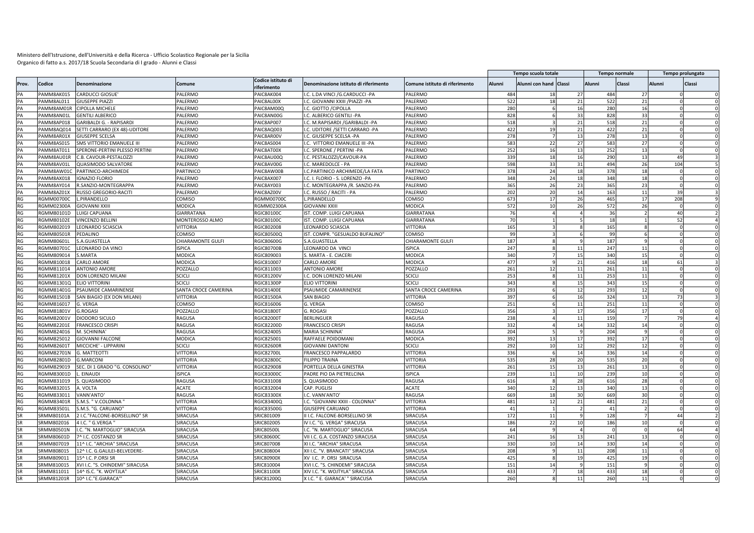Ministero dell'Istruzione, dell'Università e della Ricerca - Ufficio Scolastico Regionale per la Sicilia
Organico di fatto a.s. 2017/18 Scuola Secondaria di I grado - Alunni e Classi

| Prov. | Codice | Denominazione | Comune | Codice istituto di riferimento | Denominazione istituto di riferimento | Comune istituto di riferimento | Tempo scuola totale | | | Tempo normale | | Tempo prolungato | |
|---|---|---|---|---|---|---|---|---|---|---|---|---|---|
| | | | | | | | Alunni | Alunni con hand | Classi | Alunni | Classi | Alunni | Classi |
| PA | PAMM8AK015 | CARDUCCI GIOSUE' | PALERMO | PAIC8AK004 | I.C. L.DA VINCI /G.CARDUCCI -PA | PALERMO | 484 | 18 | 27 | 484 | 27 | 0 | 0 |
| PA | PAMM8AL011 | GIUSEPPE PIAZZI | PALERMO | PAIC8AL00X | I.C. GIOVANNI XXIII /PIAZZI -PA | PALERMO | 522 | 18 | 21 | 522 | 21 | 0 | 0 |
| PA | PAMM8AM01R | CIPOLLA MICHELE | PALERMO | PAIC8AM00Q | I.C. GIOTTO /CIPOLLA | PALERMO | 280 | 6 | 16 | 280 | 16 | 0 | 0 |
| PA | PAMM8AN01L | GENTILI ALBERICO | PALERMO | PAIC8AN00G | I.C. ALBERICO GENTILI -PA | PALERMO | 828 | 6 | 33 | 828 | 33 | 0 | 0 |
| PA | PAMM8AP018 | GARIBALDI G. - RAPISARDI | PALERMO | PAIC8AP007 | I.C. M.RAPISARDI /GARIBALDI -PA | PALERMO | 518 | 3 | 21 | 518 | 21 | 0 | 0 |
| PA | PAMM8AQ014 | SETTI CARRARO (EX 48)-UDITORE | PALERMO | PAIC8AQ003 | I.C. UDITORE /SETTI CARRARO -PA | PALERMO | 422 | 19 | 21 | 422 | 21 | 0 | 0 |
| PA | PAMM8AR01X | GIUSEPPE SCELSA | PALERMO | PAIC8AR00V | I.C. GIUSEPPE SCELSA -PA | PALERMO | 278 | 7 | 13 | 278 | 13 | 0 | 0 |
| PA | PAMM8AS015 | SMS VITTORIO EMANUELE III | PALERMO | PAIC8AS004 | I.C. VITTORIO EMANUELE III -PA | PALERMO | 583 | 22 | 27 | 583 | 27 | 0 | 0 |
| PA | PAMM8AT011 | SPERONE-PERTINI PLESSO PERTINI | PALERMO | PAIC8AT00X | I.C. SPERONE / PERTINI -PA | PALERMO | 252 | 16 | 13 | 252 | 13 | 0 | 0 |
| PA | PAMM8AU01R | C.B. CAVOUR-PESTALOZZI | PALERMO | PAIC8AU00Q | I.C. PESTALOZZI/CAVOUR-PA | PALERMO | 339 | 18 | 16 | 290 | 13 | 49 | 3 |
| PA | PAMM8AV01L | QUASIMODO SALVATORE | PALERMO | PAIC8AV00G | I.C. MAREDOLCE - PA | PALERMO | 598 | 33 | 31 | 494 | 26 | 104 | 5 |
| PA | PAMM8AW01C | PARTINICO-ARCHIMEDE | PARTINICO | PAIC8AW00B | I.C.PARTINICO ARCHIMEDE/LA FATA | PARTINICO | 378 | 24 | 18 | 378 | 18 | 0 | 0 |
| PA | PAMM8AX018 | IGNAZIO FLORIO | PALERMO | PAIC8AX007 | I.C. I. FLORIO - S. LORENZO -PA | PALERMO | 348 | 24 | 18 | 348 | 18 | 0 | 0 |
| PA | PAMM8AY014 | R.SANZIO-MONTEGRAPPA | PALERMO | PAIC8AY003 | I.C. MONTEGRAPPA /R. SANZIO-PA | PALERMO | 365 | 26 | 23 | 365 | 23 | 0 | 0 |
| PA | PAMM8AZ01X | RUSSO GREGORIO-RACITI | PALERMO | PAIC8AZ00V | I.C. RUSSO / RACITI - PA | PALERMO | 202 | 20 | 14 | 163 | 11 | 39 | 3 |
| RG | RGMM00700C | L.PIRANDELLO | COMISO | RGMM00700C | L.PIRANDELLO | COMISO | 673 | 17 | 26 | 465 | 17 | 208 | 9 |
| RG | RGMM02300A | GIOVANNI XXIII | MODICA | RGMM02300A | GIOVANNI XXIII | MODICA | 572 | 10 | 26 | 572 | 26 | 0 | 0 |
| RG | RGMM80101D | LUIGI CAPUANA | GIARRATANA | RGIC80100C | IST. COMP. LUIGI CAPUANA | GIARRATANA | 76 | 4 | 4 | 36 | 2 | 40 | 2 |
| RG | RGMM80102E | VINCENZO BELLINI | MONTEROSSO ALMO | RGIC80100C | IST. COMP. LUIGI CAPUANA | GIARRATANA | 70 | 1 | 5 | 18 | 1 | 52 | 4 |
| RG | RGMM802019 | LEONARDO SCIASCIA | VITTORIA | RGIC802008 | LEONARDO SCIASCIA | VITTORIA | 165 | 3 | 8 | 165 | 8 | 0 | 0 |
| RG | RGMM80501R | PEDALINO | COMISO | RGIC80500Q | IST. COMPR. "GESUALDO BUFALINO" | COMISO | 99 | 3 | 6 | 99 | 6 | 0 | 0 |
| RG | RGMM80601L | S.A.GUASTELLA | CHIARAMONTE GULFI | RGIC80600G | S.A.GUASTELLA | CHIARAMONTE GULFI | 187 | 8 | 9 | 187 | 9 | 0 | 0 |
| RG | RGMM80701C | LEONARDO DA VINCI | ISPICA | RGIC80700B | LEONARDO DA VINCI | ISPICA | 247 | 8 | 11 | 247 | 11 | 0 | 0 |
| RG | RGMM809014 | S.MARTA | MODICA | RGIC809003 | S. MARTA - E. CIACERI | MODICA | 340 | 7 | 15 | 340 | 15 | 0 | 0 |
| RG | RGMM810018 | CARLO AMORE | MODICA | RGIC810007 | CARLO AMORE | MODICA | 477 | 9 | 21 | 416 | 18 | 61 | 3 |
| RG | RGMM811014 | ANTONIO AMORE | POZZALLO | RGIC811003 | ANTONIO AMORE | POZZALLO | 261 | 12 | 11 | 261 | 11 | 0 | 0 |
| RG | RGMM81201X | DON LORENZO MILANI | SCICLI | RGIC81200V | I.C. DON LORENZO MILANI | SCICLI | 253 | 8 | 11 | 253 | 11 | 0 | 0 |
| RG | RGMM81301Q | ELIO VITTORINI | SCICLI | RGIC81300P | ELIO VITTORINI | SCICLI | 343 | 8 | 15 | 343 | 15 | 0 | 0 |
| RG | RGMM81401G | PSAUMIDE CAMARINENSE | SANTA CROCE CAMERINA | RGIC81400E | PSAUMIDE CAMARINENSE | SANTA CROCE CAMERINA | 293 | 6 | 12 | 293 | 12 | 0 | 0 |
| RG | RGMM81501B | SAN BIAGIO (EX DON MILANI) | VITTORIA | RGIC81500A | SAN BIAGIO | VITTORIA | 397 | 6 | 16 | 324 | 13 | 73 | 3 |
| RG | RGMM816017 | G. VERGA | COMISO | RGIC816006 | G. VERGA | COMISO | 251 | 6 | 11 | 251 | 11 | 0 | 0 |
| RG | RGMM81801V | G.ROGASI | POZZALLO | RGIC81800T | G. ROGASI | POZZALLO | 356 | 3 | 17 | 356 | 17 | 0 | 0 |
| RG | RGMM82001V | DIODORO SICULO | RAGUSA | RGIC82000T | BERLINGUER | RAGUSA | 238 | 4 | 11 | 159 | 7 | 79 | 4 |
| RG | RGMM82201E | FRANCESCO CRISPI | RAGUSA | RGIC82200D | FRANCESCO CRISPI | RAGUSA | 332 | 4 | 14 | 332 | 14 | 0 | 0 |
| RG | RGMM824016 | M. SCHININA' | RAGUSA | RGIC824005 | MARIA SCHININA' | RAGUSA | 204 | 5 | 9 | 204 | 9 | 0 | 0 |
| RG | RGMM825012 | GIOVANNI FALCONE | MODICA | RGIC825001 | RAFFAELE POIDOMANI | MODICA | 392 | 13 | 17 | 392 | 17 | 0 | 0 |
| RG | RGMM82601T | MICCICHE' - LIPPARINI | SCICLI | RGIC82600R | GIOVANNI DANTONI | SCICLI | 292 | 10 | 12 | 292 | 12 | 0 | 0 |
| RG | RGMM82701N | G. MATTEOTTI | VITTORIA | RGIC82700L | FRANCESCO PAPPALARDO | VITTORIA | 336 | 6 | 14 | 336 | 14 | 0 | 0 |
| RG | RGMM82801D | G.MARCONI | VITTORIA | RGIC82800C | FILIPPO TRAINA | VITTORIA | 535 | 28 | 20 | 535 | 20 | 0 | 0 |
| RG | RGMM829019 | SEC. DI 1 GRADO "G. CONSOLINO" | VITTORIA | RGIC829008 | PORTELLA DELLA GINESTRA | VITTORIA | 261 | 15 | 13 | 261 | 13 | 0 | 0 |
| RG | RGMM83001D | L. EINAUDI | ISPICA | RGIC83000C | PADRE PIO DA PIETRELCINA | ISPICA | 239 | 11 | 10 | 239 | 10 | 0 | 0 |
| RG | RGMM831019 | S. QUASIMODO | RAGUSA | RGIC831008 | S. QUASIMODO | RAGUSA | 616 | 8 | 28 | 616 | 28 | 0 | 0 |
| RG | RGMM832015 | A. VOLTA | ACATE | RGIC832004 | CAP. PUGLISI | ACATE | 340 | 12 | 13 | 340 | 13 | 0 | 0 |
| RG | RGMM833011 | VANN'ANTO' | RAGUSA | RGIC83300X | I.C. VANN'ANTO' | RAGUSA | 669 | 18 | 30 | 669 | 30 | 0 | 0 |
| RG | RGMM83401R | S.M.S. " V.COLONNA " | VITTORIA | RGIC83400Q | I.C. "GIOVANNI XXIII - COLONNA" | VITTORIA | 481 | 12 | 21 | 481 | 21 | 0 | 0 |
| RG | RGMM83501L | S.M.S. "G. CARUANO" | VITTORIA | RGIC83500G | GIUSEPPE CARUANO | VITTORIA | 41 | 1 | 2 | 41 | 2 | 0 | 0 |
| SR | SRMM80101A | 2 I.C."FALCONE-BORSELLINO" SR | SIRACUSA | SRIC801009 | II I.C. FALCONE-BORSELLINO SR | SIRACUSA | 172 | 11 | 9 | 128 | 7 | 44 | 2 |
| SR | SRMM802016 | 4 I.C. " G.VERGA " | SIRACUSA | SRIC802005 | IV I.C. "G. VERGA" SIRACUSA | SIRACUSA | 186 | 22 | 10 | 186 | 10 | 0 | 0 |
| SR | SRMM80501N | I.C. "N. MARTOGLIO" SIRACUSA | SIRACUSA | SRIC80500L | I.C. "N. MARTOGLIO" SIRACUSA | SIRACUSA | 64 | 9 | 4 | 0 | 0 | 64 | 4 |
| SR | SRMM80601D | 7^ I.C. COSTANZO SR | SIRACUSA | SRIC80600C | VII I.C. G.A. COSTANZO SIRACUSA | SIRACUSA | 241 | 16 | 13 | 241 | 13 | 0 | 0 |
| SR | SRMM807019 | 11^ I.C. "ARCHIA" SIRACUSA | SIRACUSA | SRIC807008 | XI I.C. "ARCHIA" SIRACUSA | SIRACUSA | 330 | 10 | 14 | 330 | 14 | 0 | 0 |
| SR | SRMM808015 | 12^ I.C. G.GALILEI-BELVEDERE- | SIRACUSA | SRIC808004 | XII I.C. "V. BRANCATI" SIRACUSA | SIRACUSA | 208 | 9 | 11 | 208 | 11 | 0 | 0 |
| SR | SRMM809011 | 15^ I.C. P.ORSI SR | SIRACUSA | SRIC80900X | XV I.C. P. ORSI SIRACUSA | SIRACUSA | 425 | 8 | 19 | 425 | 19 | 0 | 0 |
| SR | SRMM810015 | XVI I.C. "S. CHINDEMI" SIRACUSA | SIRACUSA | SRIC810004 | XVI I.C. "S. CHINDEMI" SIRACUSA | SIRACUSA | 151 | 14 | 9 | 151 | 9 | 0 | 0 |
| SR | SRMM811011 | 14^ IS.C. "K. WOJTYLA" | SIRACUSA | SRIC81100X | XIV I.C. "K. WOJTYLA" SIRACUSA | SIRACUSA | 433 | 7 | 18 | 433 | 18 | 0 | 0 |
| SR | SRMM81201R | 10^ I.C."E.GIARACA'" | SIRACUSA | SRIC81200Q | X I.C. " E. GIARACA' " SIRACUSA | SIRACUSA | 260 | 8 | 11 | 260 | 11 | 0 | 0 |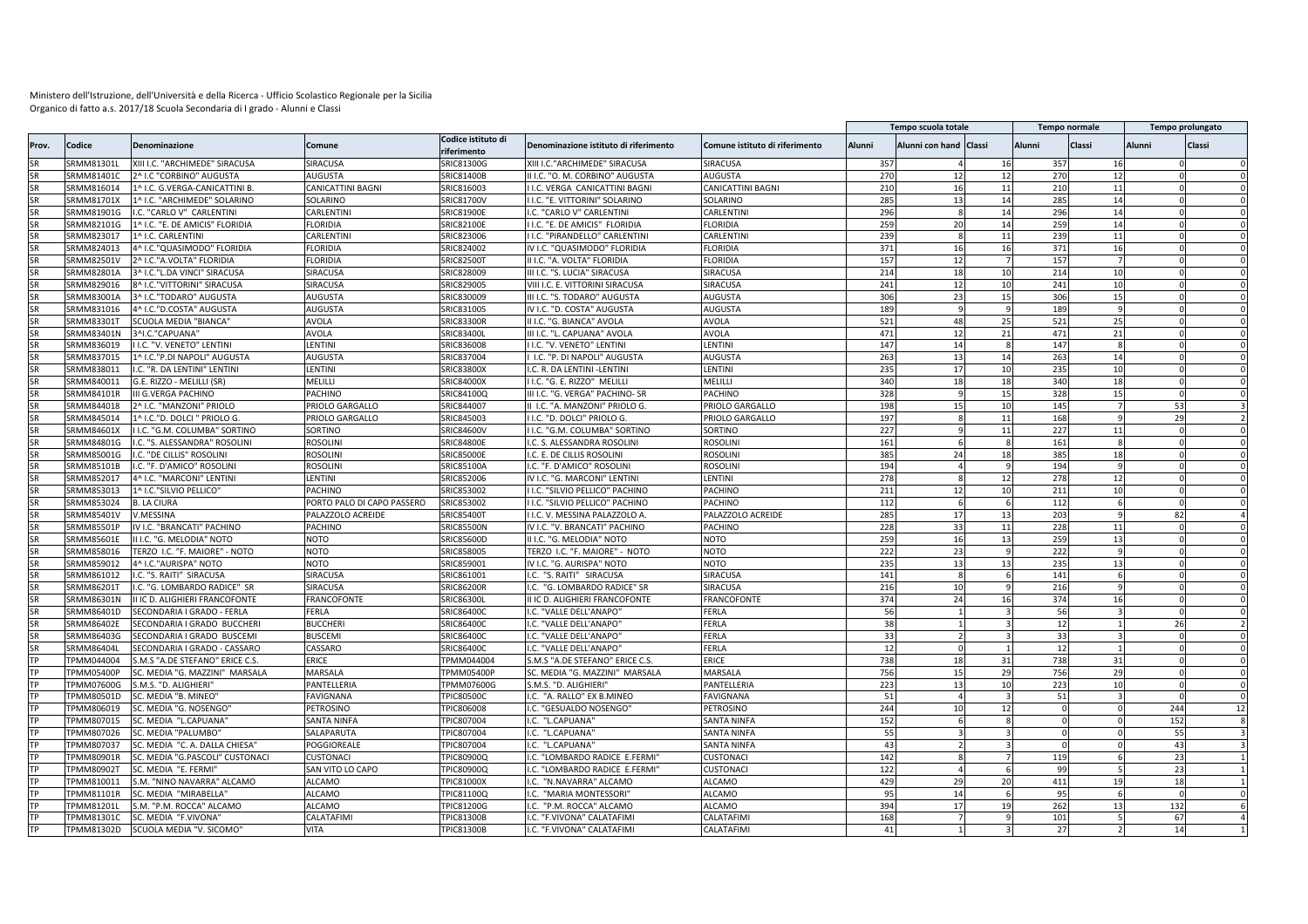Ministero dell'Istruzione, dell'Università e della Ricerca - Ufficio Scolastico Regionale per la Sicilia
Organico di fatto a.s. 2017/18 Scuola Secondaria di I grado - Alunni e Classi

| Prov. | Codice | Denominazione | Comune | Codice istituto di riferimento | Denominazione istituto di riferimento | Comune istituto di riferimento | Tempo scuola totale | | | Tempo normale | | Tempo prolungato | |
|---|---|---|---|---|---|---|---|---|---|---|---|---|---|
| | | | | | | | Alunni | Alunni con hand | Classi | Alunni | Classi | Alunni | Classi |
| SR | SRMM81301L | XIII I.C. "ARCHIMEDE" SIRACUSA | SIRACUSA | SRIC81300G | XIII I.C."ARCHIMEDE" SIRACUSA | SIRACUSA | 357 | 4 | 16 | 357 | 16 | 0 | 0 |
| SR | SRMM81401C | 2^ I.C "CORBINO" AUGUSTA | AUGUSTA | SRIC81400B | II I.C. "O. M. CORBINO" AUGUSTA | AUGUSTA | 270 | 12 | 12 | 270 | 12 | 0 | 0 |
| SR | SRMM816014 | 1^ I.C. G.VERGA-CANICATTINI B. | CANICATTINI BAGNI | SRIC816003 | I I.C. VERGA CANICATTINI BAGNI | CANICATTINI BAGNI | 210 | 16 | 11 | 210 | 11 | 0 | 0 |
| SR | SRMM81701X | 1^ I.C. "ARCHIMEDE" SOLARINO | SOLARINO | SRIC81700V | I I.C. "E. VITTORINI" SOLARINO | SOLARINO | 285 | 13 | 14 | 285 | 14 | 0 | 0 |
| SR | SRMM81901G | I.C. "CARLO V" CARLENTINI | CARLENTINI | SRIC81900E | I.C. "CARLO V" CARLENTINI | CARLENTINI | 296 | 8 | 14 | 296 | 14 | 0 | 0 |
| SR | SRMM82101G | 1^ I.C. "E. DE AMICIS" FLORIDIA | FLORIDIA | SRIC82100E | I I.C. "E. DE AMICIS" FLORIDIA | FLORIDIA | 259 | 20 | 14 | 259 | 14 | 0 | 0 |
| SR | SRMM823017 | 1^ I.C. CARLENTINI | CARLENTINI | SRIC823006 | I I.C. "PIRANDELLO" CARLENTINI | CARLENTINI | 239 | 8 | 11 | 239 | 11 | 0 | 0 |
| SR | SRMM824013 | 4^ I.C."QUASIMODO" FLORIDIA | FLORIDIA | SRIC824002 | IV I.C. "QUASIMODO" FLORIDIA | FLORIDIA | 371 | 16 | 16 | 371 | 16 | 0 | 0 |
| SR | SRMM82501V | 2^ I.C."A.VOLTA" FLORIDIA | FLORIDIA | SRIC82500T | II I.C. "A. VOLTA" FLORIDIA | FLORIDIA | 157 | 12 | 7 | 157 | 7 | 0 | 0 |
| SR | SRMM82801A | 3^ I.C."L.DA VINCI" SIRACUSA | SIRACUSA | SRIC828009 | III I.C. "S. LUCIA" SIRACUSA | SIRACUSA | 214 | 18 | 10 | 214 | 10 | 0 | 0 |
| SR | SRMM829016 | 8^ I.C."VITTORINI" SIRACUSA | SIRACUSA | SRIC829005 | VIII I.C. E. VITTORINI SIRACUSA | SIRACUSA | 241 | 12 | 10 | 241 | 10 | 0 | 0 |
| SR | SRMM83001A | 3^ I.C."TODARO" AUGUSTA | AUGUSTA | SRIC830009 | III I.C. "S. TODARO" AUGUSTA | AUGUSTA | 306 | 23 | 15 | 306 | 15 | 0 | 0 |
| SR | SRMM831016 | 4^ I.C."D.COSTA" AUGUSTA | AUGUSTA | SRIC831005 | IV I.C. "D. COSTA" AUGUSTA | AUGUSTA | 189 | 9 | 9 | 189 | 9 | 0 | 0 |
| SR | SRMM83301T | SCUOLA MEDIA "BIANCA" | AVOLA | SRIC83300R | II I.C. "G. BIANCA" AVOLA | AVOLA | 521 | 48 | 25 | 521 | 25 | 0 | 0 |
| SR | SRMM83401N | 3^I.C."CAPUANA" | AVOLA | SRIC83400L | III I.C. "L. CAPUANA" AVOLA | AVOLA | 471 | 12 | 21 | 471 | 21 | 0 | 0 |
| SR | SRMM836019 | I I.C. "V. VENETO" LENTINI | LENTINI | SRIC836008 | I I.C. "V. VENETO" LENTINI | LENTINI | 147 | 14 | 8 | 147 | 8 | 0 | 0 |
| SR | SRMM837015 | 1^ I.C."P.DI NAPOLI" AUGUSTA | AUGUSTA | SRIC837004 | I I.C. "P. DI NAPOLI" AUGUSTA | AUGUSTA | 263 | 13 | 14 | 263 | 14 | 0 | 0 |
| SR | SRMM838011 | I.C. "R. DA LENTINI" LENTINI | LENTINI | SRIC83800X | I.C. R. DA LENTINI -LENTINI | LENTINI | 235 | 17 | 10 | 235 | 10 | 0 | 0 |
| SR | SRMM840011 | G.E. RIZZO - MELILLI (SR) | MELILLI | SRIC84000X | I I.C. "G. E. RIZZO" MELILLI | MELILLI | 340 | 18 | 18 | 340 | 18 | 0 | 0 |
| SR | SRMM84101R | III G.VERGA PACHINO | PACHINO | SRIC84100Q | III I.C. "G. VERGA" PACHINO- SR | PACHINO | 328 | 9 | 15 | 328 | 15 | 0 | 0 |
| SR | SRMM844018 | 2^ I.C. "MANZONI" PRIOLO | PRIOLO GARGALLO | SRIC844007 | II I.C. "A. MANZONI" PRIOLO G. | PRIOLO GARGALLO | 198 | 15 | 10 | 145 | 7 | 53 | 3 |
| SR | SRMM845014 | 1^ I.C."D. DOLCI " PRIOLO G. | PRIOLO GARGALLO | SRIC845003 | I I.C. "D. DOLCI" PRIOLO G. | PRIOLO GARGALLO | 197 | 8 | 11 | 168 | 9 | 29 | 2 |
| SR | SRMM84601X | I I.C. "G.M. COLUMBA" SORTINO | SORTINO | SRIC84600V | I I.C. "G.M. COLUMBA" SORTINO | SORTINO | 227 | 9 | 11 | 227 | 11 | 0 | 0 |
| SR | SRMM84801G | I.C. "S. ALESSANDRA" ROSOLINI | ROSOLINI | SRIC84800E | I.C. S. ALESSANDRA ROSOLINI | ROSOLINI | 161 | 6 | 8 | 161 | 8 | 0 | 0 |
| SR | SRMM85001G | I.C. "DE CILLIS" ROSOLINI | ROSOLINI | SRIC85000E | I.C. E. DE CILLIS ROSOLINI | ROSOLINI | 385 | 24 | 18 | 385 | 18 | 0 | 0 |
| SR | SRMM85101B | I.C. "F. D'AMICO" ROSOLINI | ROSOLINI | SRIC85100A | I.C. "F. D'AMICO" ROSOLINI | ROSOLINI | 194 | 4 | 9 | 194 | 9 | 0 | 0 |
| SR | SRMM852017 | 4^ I.C. "MARCONI" LENTINI | LENTINI | SRIC852006 | IV I.C. "G. MARCONI" LENTINI | LENTINI | 278 | 8 | 12 | 278 | 12 | 0 | 0 |
| SR | SRMM853013 | 1^ I.C."SILVIO PELLICO" | PACHINO | SRIC853002 | I I.C. "SILVIO PELLICO" PACHINO | PACHINO | 211 | 12 | 10 | 211 | 10 | 0 | 0 |
| SR | SRMM853024 | B. LA CIURA | PORTO PALO DI CAPO PASSERO | SRIC853002 | I I.C. "SILVIO PELLICO" PACHINO | PACHINO | 112 | 6 | 6 | 112 | 6 | 0 | 0 |
| SR | SRMM85401V | V.MESSINA | PALAZZOLO ACREIDE | SRIC85400T | I I.C. V. MESSINA PALAZZOLO A. | PALAZZOLO ACREIDE | 285 | 17 | 13 | 203 | 9 | 82 | 4 |
| SR | SRMM85501P | IV I.C. "BRANCATI" PACHINO | PACHINO | SRIC85500N | IV I.C. "V. BRANCATI" PACHINO | PACHINO | 228 | 33 | 11 | 228 | 11 | 0 | 0 |
| SR | SRMM85601E | II I.C. "G. MELODIA" NOTO | NOTO | SRIC85600D | II I.C. "G. MELODIA" NOTO | NOTO | 259 | 16 | 13 | 259 | 13 | 0 | 0 |
| SR | SRMM858016 | TERZO I.C. "F. MAIORE" - NOTO | NOTO | SRIC858005 | TERZO I.C. "F. MAIORE" - NOTO | NOTO | 222 | 23 | 9 | 222 | 9 | 0 | 0 |
| SR | SRMM859012 | 4^ I.C."AURISPA" NOTO | NOTO | SRIC859001 | IV I.C. "G. AURISPA" NOTO | NOTO | 235 | 13 | 13 | 235 | 13 | 0 | 0 |
| SR | SRMM861012 | I.C. "S. RAITI" SIRACUSA | SIRACUSA | SRIC861001 | I.C. "S. RAITI" SIRACUSA | SIRACUSA | 141 | 8 | 6 | 141 | 6 | 0 | 0 |
| SR | SRMM86201T | I.C. "G. LOMBARDO RADICE" SR | SIRACUSA | SRIC86200R | I.C. "G. LOMBARDO RADICE" SR | SIRACUSA | 216 | 10 | 9 | 216 | 9 | 0 | 0 |
| SR | SRMM86301N | II IC D. ALIGHIERI FRANCOFONTE | FRANCOFONTE | SRIC86300L | II IC D. ALIGHIERI FRANCOFONTE | FRANCOFONTE | 374 | 24 | 16 | 374 | 16 | 0 | 0 |
| SR | SRMM86401D | SECONDARIA I GRADO - FERLA | FERLA | SRIC86400C | I.C. "VALLE DELL'ANAPO" | FERLA | 56 | 1 | 3 | 56 | 3 | 0 | 0 |
| SR | SRMM86402E | SECONDARIA I GRADO BUCCHERI | BUCCHERI | SRIC86400C | I.C. "VALLE DELL'ANAPO" | FERLA | 38 | 1 | 3 | 12 | 1 | 26 | 2 |
| SR | SRMM86403G | SECONDARIA I GRADO BUSCEMI | BUSCEMI | SRIC86400C | I.C. "VALLE DELL'ANAPO" | FERLA | 33 | 2 | 3 | 33 | 3 | 0 | 0 |
| SR | SRMM86404L | SECONDARIA I GRADO - CASSARO | CASSARO | SRIC86400C | I.C. "VALLE DELL'ANAPO" | FERLA | 12 | 0 | 1 | 12 | 1 | 0 | 0 |
| TP | TPMM044004 | S.M.S "A.DE STEFANO" ERICE C.S. | ERICE | TPMM044004 | S.M.S "A.DE STEFANO" ERICE C.S. | ERICE | 738 | 18 | 31 | 738 | 31 | 0 | 0 |
| TP | TPMM05400P | SC. MEDIA "G. MAZZINI" MARSALA | MARSALA | TPMM05400P | SC. MEDIA "G. MAZZINI" MARSALA | MARSALA | 756 | 15 | 29 | 756 | 29 | 0 | 0 |
| TP | TPMM07600G | S.M.S. "D. ALIGHIERI" | PANTELLERIA | TPMM07600G | S.M.S. "D. ALIGHIERI" | PANTELLERIA | 223 | 13 | 10 | 223 | 10 | 0 | 0 |
| TP | TPMM80501D | SC. MEDIA "B. MINEO" | FAVIGNANA | TPIC80500C | I.C. "A. RALLO" EX B.MINEO | FAVIGNANA | 51 | 4 | 3 | 51 | 3 | 0 | 0 |
| TP | TPMM806019 | SC. MEDIA "G. NOSENGO" | PETROSINO | TPIC806008 | I.C. "GESUALDO NOSENGO" | PETROSINO | 244 | 10 | 12 | 0 | 0 | 244 | 12 |
| TP | TPMM807015 | SC. MEDIA "L.CAPUANA" | SANTA NINFA | TPIC807004 | I.C. "L.CAPUANA" | SANTA NINFA | 152 | 6 | 8 | 0 | 0 | 152 | 8 |
| TP | TPMM807026 | SC. MEDIA "PALUMBO" | SALAPARUTA | TPIC807004 | I.C. "L.CAPUANA" | SANTA NINFA | 55 | 3 | 3 | 0 | 0 | 55 | 3 |
| TP | TPMM807037 | SC. MEDIA "C. A. DALLA CHIESA" | POGGIOREALE | TPIC807004 | I.C. "L.CAPUANA" | SANTA NINFA | 43 | 2 | 3 | 0 | 0 | 43 | 3 |
| TP | TPMM80901R | SC. MEDIA "G.PASCOLI" CUSTONACI | CUSTONACI | TPIC80900Q | I.C. "LOMBARDO RADICE E.FERMI" | CUSTONACI | 142 | 8 | 7 | 119 | 6 | 23 | 1 |
| TP | TPMM80902T | SC. MEDIA "E. FERMI" | SAN VITO LO CAPO | TPIC80900Q | I.C. "LOMBARDO RADICE E.FERMI" | CUSTONACI | 122 | 4 | 6 | 99 | 5 | 23 | 1 |
| TP | TPMM810011 | S.M. "NINO NAVARRA" ALCAMO | ALCAMO | TPIC81000X | I.C. "N.NAVARRA" ALCAMO | ALCAMO | 429 | 29 | 20 | 411 | 19 | 18 | 1 |
| TP | TPMM81101R | SC. MEDIA "MIRABELLA" | ALCAMO | TPIC81100Q | I.C. "MARIA MONTESSORI" | ALCAMO | 95 | 14 | 6 | 95 | 6 | 0 | 0 |
| TP | TPMM81201L | S.M. "P.M. ROCCA" ALCAMO | ALCAMO | TPIC81200G | I.C. "P.M. ROCCA" ALCAMO | ALCAMO | 394 | 17 | 19 | 262 | 13 | 132 | 6 |
| TP | TPMM81301C | SC. MEDIA "F.VIVONA" | CALATAFIMI | TPIC81300B | I.C. "F.VIVONA" CALATAFIMI | CALATAFIMI | 168 | 7 | 9 | 101 | 5 | 67 | 4 |
| TP | TPMM81302D | SCUOLA MEDIA "V. SICOMO" | VITA | TPIC81300B | I.C. "F.VIVONA" CALATAFIMI | CALATAFIMI | 41 | 1 | 3 | 27 | 2 | 14 | 1 |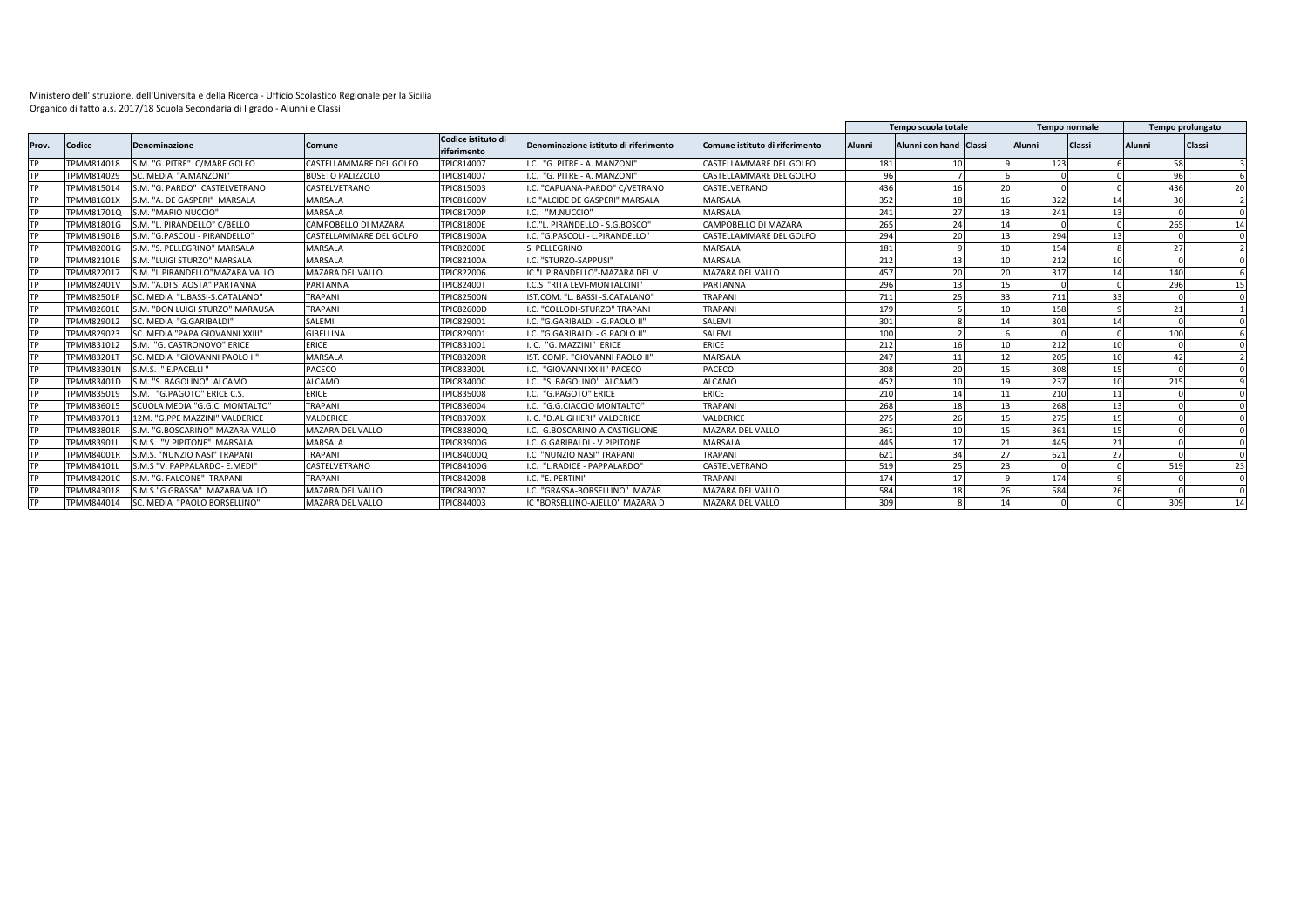Ministero dell'Istruzione, dell'Università e della Ricerca - Ufficio Scolastico Regionale per la Sicilia
Organico di fatto a.s. 2017/18 Scuola Secondaria di I grado - Alunni e Classi

| Prov. | Codice | Denominazione | Comune | Codice istituto di riferimento | Denominazione istituto di riferimento | Comune istituto di riferimento | Tempo scuola totale | | | Tempo normale | | Tempo prolungato | |
|---|---|---|---|---|---|---|---|---|---|---|---|---|---|
| | | | | | | | Alunni | Alunni con hand | Classi | Alunni | Classi | Alunni | Classi |
| TP | TPMM814018 | S.M. "G. PITRE" C/MARE GOLFO | CASTELLAMMARE DEL GOLFO | TPIC814007 | I.C. "G. PITRE - A. MANZONI" | CASTELLAMMARE DEL GOLFO | 181 | 10 | 9 | 123 | 6 | 58 | 3 |
| TP | TPMM814029 | SC. MEDIA "A.MANZONI" | BUSETO PALIZZOLO | TPIC814007 | I.C. "G. PITRE - A. MANZONI" | CASTELLAMMARE DEL GOLFO | 96 | 7 | 6 | 0 | 0 | 96 | 6 |
| TP | TPMM815014 | S.M. "G. PARDO" CASTELVETRANO | CASTELVETRANO | TPIC815003 | I.C. "CAPUANA-PARDO" C/VETRANO | CASTELVETRANO | 436 | 16 | 20 | 0 | 0 | 436 | 20 |
| TP | TPMM81601X | S.M. "A. DE GASPERI" MARSALA | MARSALA | TPIC81600V | I.C "ALCIDE DE GASPERI" MARSALA | MARSALA | 352 | 18 | 16 | 322 | 14 | 30 | 2 |
| TP | TPMM81701Q | S.M. "MARIO NUCCIO" | MARSALA | TPIC81700P | I.C. "M.NUCCIO" | MARSALA | 241 | 27 | 13 | 241 | 13 | 0 | 0 |
| TP | TPMM81801G | S.M. "L. PIRANDELLO" C/BELLO | CAMPOBELLO DI MAZARA | TPIC81800E | I.C."L. PIRANDELLO - S.G.BOSCO" | CAMPOBELLO DI MAZARA | 265 | 24 | 14 | 0 | 0 | 265 | 14 |
| TP | TPMM81901B | S.M. "G.PASCOLI - PIRANDELLO" | CASTELLAMMARE DEL GOLFO | TPIC81900A | I.C. "G.PASCOLI - L.PIRANDELLO" | CASTELLAMMARE DEL GOLFO | 294 | 20 | 13 | 294 | 13 | 0 | 0 |
| TP | TPMM82001G | S.M. "S. PELLEGRINO" MARSALA | MARSALA | TPIC82000E | S. PELLEGRINO | MARSALA | 181 | 9 | 10 | 154 | 8 | 27 | 2 |
| TP | TPMM82101B | S.M. "LUIGI STURZO" MARSALA | MARSALA | TPIC82100A | I.C. "STURZO-SAPPUSI" | MARSALA | 212 | 13 | 10 | 212 | 10 | 0 | 0 |
| TP | TPMM822017 | S.M. "L.PIRANDELLO"MAZARA VALLO | MAZARA DEL VALLO | TPIC822006 | IC "L.PIRANDELLO"-MAZARA DEL V. | MAZARA DEL VALLO | 457 | 20 | 20 | 317 | 14 | 140 | 6 |
| TP | TPMM82401V | S.M. "A.DI S. AOSTA" PARTANNA | PARTANNA | TPIC82400T | I.C.S "RITA LEVI-MONTALCINI" | PARTANNA | 296 | 13 | 15 | 0 | 0 | 296 | 15 |
| TP | TPMM82501P | SC. MEDIA "L.BASSI-S.CATALANO" | TRAPANI | TPIC82500N | IST.COM. "L. BASSI -S.CATALANO" | TRAPANI | 711 | 25 | 33 | 711 | 33 | 0 | 0 |
| TP | TPMM82601E | S.M. "DON LUIGI STURZO" MARAUSA | TRAPANI | TPIC82600D | I.C. "COLLODI-STURZO" TRAPANI | TRAPANI | 179 | 5 | 10 | 158 | 9 | 21 | 1 |
| TP | TPMM829012 | SC. MEDIA "G.GARIBALDI" | SALEMI | TPIC829001 | I.C. "G.GARIBALDI - G.PAOLO II" | SALEMI | 301 | 8 | 14 | 301 | 14 | 0 | 0 |
| TP | TPMM829023 | SC. MEDIA "PAPA.GIOVANNI XXIII" | GIBELLINA | TPIC829001 | I.C. "G.GARIBALDI - G.PAOLO II" | SALEMI | 100 | 2 | 6 | 0 | 0 | 100 | 6 |
| TP | TPMM831012 | S.M. "G. CASTRONOVO" ERICE | ERICE | TPIC831001 | I. C. "G. MAZZINI" ERICE | ERICE | 212 | 16 | 10 | 212 | 10 | 0 | 0 |
| TP | TPMM83201T | SC. MEDIA "GIOVANNI PAOLO II" | MARSALA | TPIC83200R | IST. COMP. "GIOVANNI PAOLO II" | MARSALA | 247 | 11 | 12 | 205 | 10 | 42 | 2 |
| TP | TPMM83301N | S.M.S. " E.PACELLI " | PACECO | TPIC83300L | I.C. "GIOVANNI XXIII" PACECO | PACECO | 308 | 20 | 15 | 308 | 15 | 0 | 0 |
| TP | TPMM83401D | S.M. "S. BAGOLINO" ALCAMO | ALCAMO | TPIC83400C | I.C. "S. BAGOLINO" ALCAMO | ALCAMO | 452 | 10 | 19 | 237 | 10 | 215 | 9 |
| TP | TPMM835019 | S.M. "G.PAGOTO" ERICE C.S. | ERICE | TPIC835008 | I.C. "G.PAGOTO" ERICE | ERICE | 210 | 14 | 11 | 210 | 11 | 0 | 0 |
| TP | TPMM836015 | SCUOLA MEDIA "G.G.C. MONTALTO" | TRAPANI | TPIC836004 | I.C. "G.G.CIACCIO MONTALTO" | TRAPANI | 268 | 18 | 13 | 268 | 13 | 0 | 0 |
| TP | TPMM837011 | 12M. "G.PPE MAZZINI" VALDERICE | VALDERICE | TPIC83700X | I. C. "D.ALIGHIERI" VALDERICE | VALDERICE | 275 | 26 | 15 | 275 | 15 | 0 | 0 |
| TP | TPMM83801R | S.M. "G.BOSCARINO"-MAZARA VALLO | MAZARA DEL VALLO | TPIC83800Q | I.C. G.BOSCARINO-A.CASTIGLIONE | MAZARA DEL VALLO | 361 | 10 | 15 | 361 | 15 | 0 | 0 |
| TP | TPMM83901L | S.M.S. "V.PIPITONE" MARSALA | MARSALA | TPIC83900G | I.C. G.GARIBALDI - V.PIPITONE | MARSALA | 445 | 17 | 21 | 445 | 21 | 0 | 0 |
| TP | TPMM84001R | S.M.S. "NUNZIO NASI" TRAPANI | TRAPANI | TPIC84000Q | I.C "NUNZIO NASI" TRAPANI | TRAPANI | 621 | 34 | 27 | 621 | 27 | 0 | 0 |
| TP | TPMM84101L | S.M.S "V. PAPPALARDO- E.MEDI" | CASTELVETRANO | TPIC84100G | I.C. "L.RADICE - PAPPALARDO" | CASTELVETRANO | 519 | 25 | 23 | 0 | 0 | 519 | 23 |
| TP | TPMM84201C | S.M. "G. FALCONE" TRAPANI | TRAPANI | TPIC84200B | I.C. "E. PERTINI" | TRAPANI | 174 | 17 | 9 | 174 | 9 | 0 | 0 |
| TP | TPMM843018 | S.M.S."G.GRASSA" MAZARA VALLO | MAZARA DEL VALLO | TPIC843007 | I.C. "GRASSA-BORSELLINO" MAZAR | MAZARA DEL VALLO | 584 | 18 | 26 | 584 | 26 | 0 | 0 |
| TP | TPMM844014 | SC. MEDIA "PAOLO BORSELLINO" | MAZARA DEL VALLO | TPIC844003 | IC "BORSELLINO-AJELLO" MAZARA D | MAZARA DEL VALLO | 309 | 8 | 14 | 0 | 0 | 309 | 14 |